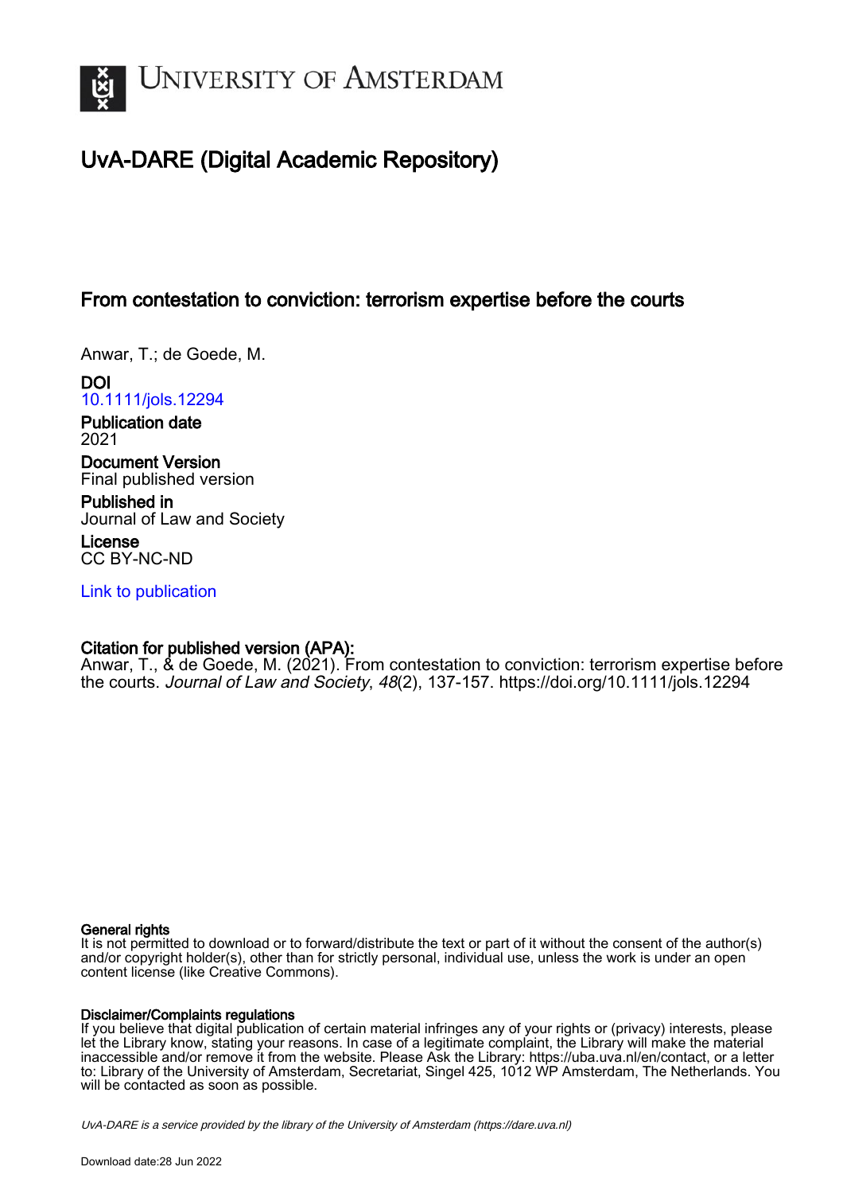UNIVERSITY OF AMSTERDAM

# UvA-DARE (Digital Academic Repository)

## From contestation to conviction: terrorism expertise before the courts

Anwar, T.; de Goede, M.

**DOI**
10.1111/jols.12294

**Publication date**
2021

**Document Version**
Final published version

**Published in**
Journal of Law and Society

**License**
CC BY-NC-ND

Link to publication

**Citation for published version (APA):**
Anwar, T., & de Goede, M. (2021). From contestation to conviction: terrorism expertise before the courts. *Journal of Law and Society*, *48*(2), 137-157. https://doi.org/10.1111/jols.12294

**General rights**
It is not permitted to download or to forward/distribute the text or part of it without the consent of the author(s) and/or copyright holder(s), other than for strictly personal, individual use, unless the work is under an open content license (like Creative Commons).

**Disclaimer/Complaints regulations**
If you believe that digital publication of certain material infringes any of your rights or (privacy) interests, please let the Library know, stating your reasons. In case of a legitimate complaint, the Library will make the material inaccessible and/or remove it from the website. Please Ask the Library: https://uba.uva.nl/en/contact, or a letter to: Library of the University of Amsterdam, Secretariat, Singel 425, 1012 WP Amsterdam, The Netherlands. You will be contacted as soon as possible.

*UvA-DARE is a service provided by the library of the University of Amsterdam (https://dare.uva.nl)*

Download date:28 Jun 2022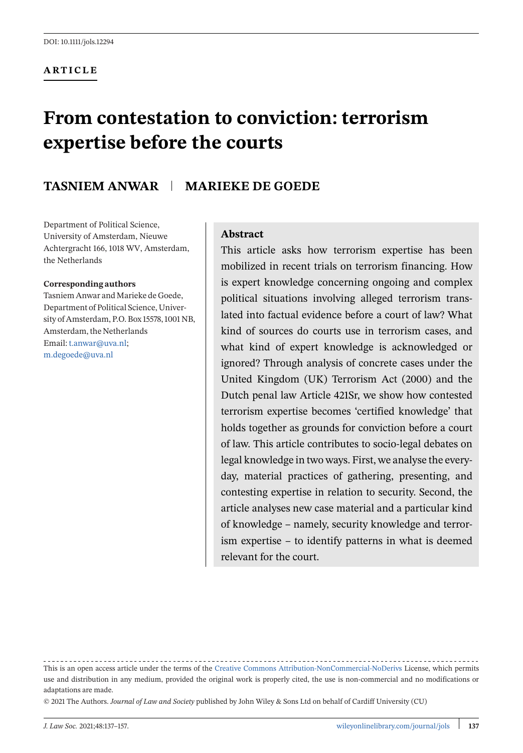DOI: 10.1111/jols.12294

**ARTICLE**

# From contestation to conviction: terrorism expertise before the courts

**TASNIEM ANWAR** | **MARIEKE DE GOEDE**

Department of Political Science, University of Amsterdam, Nieuwe Achtergracht 166, 1018 WV, Amsterdam, the Netherlands

**Corresponding authors**
Tasniem Anwar and Marieke de Goede, Department of Political Science, University of Amsterdam, P.O. Box 15578, 1001 NB, Amsterdam, the Netherlands
Email: t.anwar@uva.nl; m.degoede@uva.nl

**Abstract**

This article asks how terrorism expertise has been mobilized in recent trials on terrorism financing. How is expert knowledge concerning ongoing and complex political situations involving alleged terrorism translated into factual evidence before a court of law? What kind of sources do courts use in terrorism cases, and what kind of expert knowledge is acknowledged or ignored? Through analysis of concrete cases under the United Kingdom (UK) Terrorism Act (2000) and the Dutch penal law Article 421Sr, we show how contested terrorism expertise becomes 'certified knowledge' that holds together as grounds for conviction before a court of law. This article contributes to socio-legal debates on legal knowledge in two ways. First, we analyse the everyday, material practices of gathering, presenting, and contesting expertise in relation to security. Second, the article analyses new case material and a particular kind of knowledge – namely, security knowledge and terrorism expertise – to identify patterns in what is deemed relevant for the court.

This is an open access article under the terms of the Creative Commons Attribution-NonCommercial-NoDerivs License, which permits use and distribution in any medium, provided the original work is properly cited, the use is non-commercial and no modifications or adaptations are made.

© 2021 The Authors. *Journal of Law and Society* published by John Wiley & Sons Ltd on behalf of Cardiff University (CU)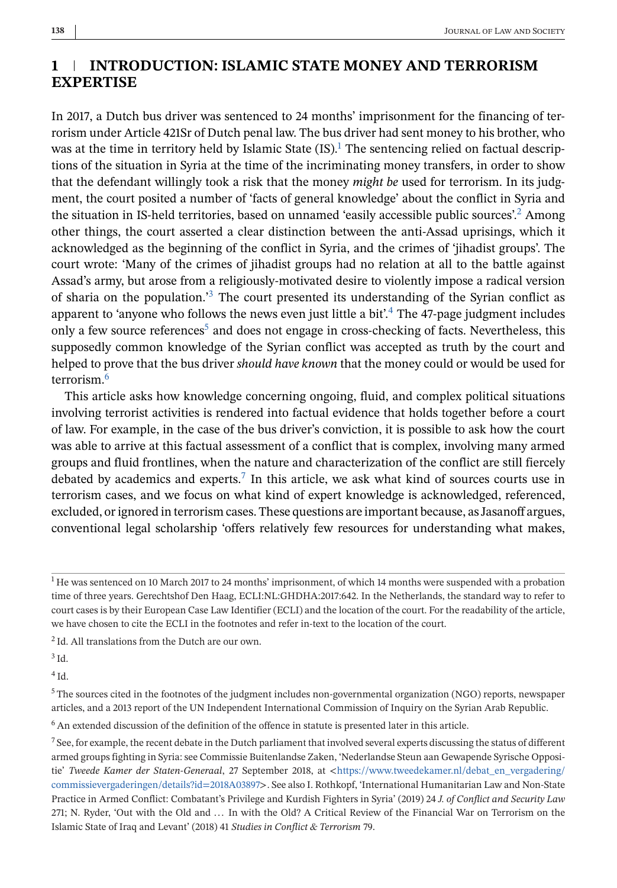## 1 | INTRODUCTION: ISLAMIC STATE MONEY AND TERRORISM EXPERTISE

In 2017, a Dutch bus driver was sentenced to 24 months' imprisonment for the financing of terrorism under Article 421Sr of Dutch penal law. The bus driver had sent money to his brother, who was at the time in territory held by Islamic State (IS).[1] The sentencing relied on factual descriptions of the situation in Syria at the time of the incriminating money transfers, in order to show that the defendant willingly took a risk that the money *might be* used for terrorism. In its judgment, the court posited a number of 'facts of general knowledge' about the conflict in Syria and the situation in IS-held territories, based on unnamed 'easily accessible public sources'.[2] Among other things, the court asserted a clear distinction between the anti-Assad uprisings, which it acknowledged as the beginning of the conflict in Syria, and the crimes of 'jihadist groups'. The court wrote: 'Many of the crimes of jihadist groups had no relation at all to the battle against Assad's army, but arose from a religiously-motivated desire to violently impose a radical version of sharia on the population.'[3] The court presented its understanding of the Syrian conflict as apparent to 'anyone who follows the news even just little a bit'.[4] The 47-page judgment includes only a few source references[5] and does not engage in cross-checking of facts. Nevertheless, this supposedly common knowledge of the Syrian conflict was accepted as truth by the court and helped to prove that the bus driver *should have known* that the money could or would be used for terrorism.[6]

This article asks how knowledge concerning ongoing, fluid, and complex political situations involving terrorist activities is rendered into factual evidence that holds together before a court of law. For example, in the case of the bus driver's conviction, it is possible to ask how the court was able to arrive at this factual assessment of a conflict that is complex, involving many armed groups and fluid frontlines, when the nature and characterization of the conflict are still fiercely debated by academics and experts.[7] In this article, we ask what kind of sources courts use in terrorism cases, and we focus on what kind of expert knowledge is acknowledged, referenced, excluded, or ignored in terrorism cases. These questions are important because, as Jasanoff argues, conventional legal scholarship 'offers relatively few resources for understanding what makes,

---

[1] He was sentenced on 10 March 2017 to 24 months' imprisonment, of which 14 months were suspended with a probation time of three years. Gerechtshof Den Haag, ECLI:NL:GHDHA:2017:642. In the Netherlands, the standard way to refer to court cases is by their European Case Law Identifier (ECLI) and the location of the court. For the readability of the article, we have chosen to cite the ECLI in the footnotes and refer in-text to the location of the court.

[2] Id. All translations from the Dutch are our own.

[3] Id.

[4] Id.

[5] The sources cited in the footnotes of the judgment includes non-governmental organization (NGO) reports, newspaper articles, and a 2013 report of the UN Independent International Commission of Inquiry on the Syrian Arab Republic.

[6] An extended discussion of the definition of the offence in statute is presented later in this article.

[7] See, for example, the recent debate in the Dutch parliament that involved several experts discussing the status of different armed groups fighting in Syria: see Commissie Buitenlandse Zaken, 'Nederlandse Steun aan Gewapende Syrische Oppositie' *Tweede Kamer der Staten-Generaal*, 27 September 2018, at <https://www.tweedekamer.nl/debat_en_vergadering/commissievergaderingen/details?id=2018A03897>. See also I. Rothkopf, 'International Humanitarian Law and Non-State Practice in Armed Conflict: Combatant's Privilege and Kurdish Fighters in Syria' (2019) 24 *J. of Conflict and Security Law* 271; N. Ryder, 'Out with the Old and … In with the Old? A Critical Review of the Financial War on Terrorism on the Islamic State of Iraq and Levant' (2018) 41 *Studies in Conflict & Terrorism* 79.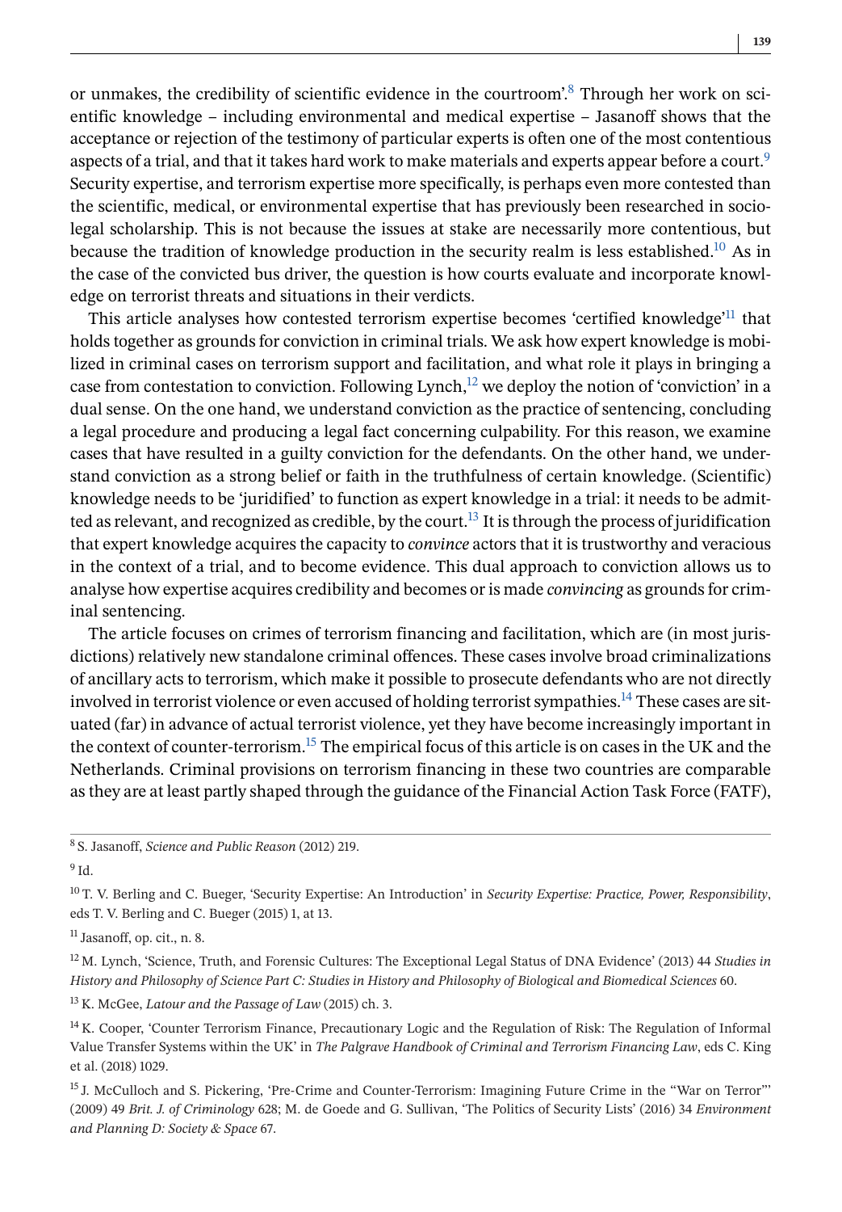or unmakes, the credibility of scientific evidence in the courtroom'.[8] Through her work on scientific knowledge – including environmental and medical expertise – Jasanoff shows that the acceptance or rejection of the testimony of particular experts is often one of the most contentious aspects of a trial, and that it takes hard work to make materials and experts appear before a court.[9] Security expertise, and terrorism expertise more specifically, is perhaps even more contested than the scientific, medical, or environmental expertise that has previously been researched in socio-legal scholarship. This is not because the issues at stake are necessarily more contentious, but because the tradition of knowledge production in the security realm is less established.[10] As in the case of the convicted bus driver, the question is how courts evaluate and incorporate knowledge on terrorist threats and situations in their verdicts.

This article analyses how contested terrorism expertise becomes 'certified knowledge'[11] that holds together as grounds for conviction in criminal trials. We ask how expert knowledge is mobilized in criminal cases on terrorism support and facilitation, and what role it plays in bringing a case from contestation to conviction. Following Lynch,[12] we deploy the notion of 'conviction' in a dual sense. On the one hand, we understand conviction as the practice of sentencing, concluding a legal procedure and producing a legal fact concerning culpability. For this reason, we examine cases that have resulted in a guilty conviction for the defendants. On the other hand, we understand conviction as a strong belief or faith in the truthfulness of certain knowledge. (Scientific) knowledge needs to be 'juridified' to function as expert knowledge in a trial: it needs to be admitted as relevant, and recognized as credible, by the court.[13] It is through the process of juridification that expert knowledge acquires the capacity to *convince* actors that it is trustworthy and veracious in the context of a trial, and to become evidence. This dual approach to conviction allows us to analyse how expertise acquires credibility and becomes or is made *convincing* as grounds for criminal sentencing.

The article focuses on crimes of terrorism financing and facilitation, which are (in most jurisdictions) relatively new standalone criminal offences. These cases involve broad criminalizations of ancillary acts to terrorism, which make it possible to prosecute defendants who are not directly involved in terrorist violence or even accused of holding terrorist sympathies.[14] These cases are situated (far) in advance of actual terrorist violence, yet they have become increasingly important in the context of counter-terrorism.[15] The empirical focus of this article is on cases in the UK and the Netherlands. Criminal provisions on terrorism financing in these two countries are comparable as they are at least partly shaped through the guidance of the Financial Action Task Force (FATF),

---

[8] S. Jasanoff, *Science and Public Reason* (2012) 219.

[9] Id.

[10] T. V. Berling and C. Bueger, 'Security Expertise: An Introduction' in *Security Expertise: Practice, Power, Responsibility*, eds T. V. Berling and C. Bueger (2015) 1, at 13.

[11] Jasanoff, op. cit., n. 8.

[12] M. Lynch, 'Science, Truth, and Forensic Cultures: The Exceptional Legal Status of DNA Evidence' (2013) 44 *Studies in History and Philosophy of Science Part C: Studies in History and Philosophy of Biological and Biomedical Sciences* 60.

[13] K. McGee, *Latour and the Passage of Law* (2015) ch. 3.

[14] K. Cooper, 'Counter Terrorism Finance, Precautionary Logic and the Regulation of Risk: The Regulation of Informal Value Transfer Systems within the UK' in *The Palgrave Handbook of Criminal and Terrorism Financing Law*, eds C. King et al. (2018) 1029.

[15] J. McCulloch and S. Pickering, 'Pre-Crime and Counter-Terrorism: Imagining Future Crime in the "War on Terror"' (2009) 49 *Brit. J. of Criminology* 628; M. de Goede and G. Sullivan, 'The Politics of Security Lists' (2016) 34 *Environment and Planning D: Society & Space* 67.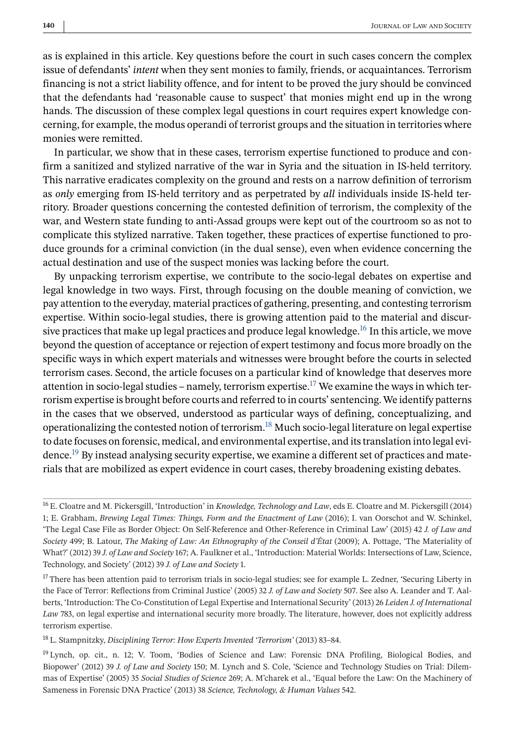as is explained in this article. Key questions before the court in such cases concern the complex issue of defendants' *intent* when they sent monies to family, friends, or acquaintances. Terrorism financing is not a strict liability offence, and for intent to be proved the jury should be convinced that the defendants had 'reasonable cause to suspect' that monies might end up in the wrong hands. The discussion of these complex legal questions in court requires expert knowledge concerning, for example, the modus operandi of terrorist groups and the situation in territories where monies were remitted.

In particular, we show that in these cases, terrorism expertise functioned to produce and confirm a sanitized and stylized narrative of the war in Syria and the situation in IS-held territory. This narrative eradicates complexity on the ground and rests on a narrow definition of terrorism as *only* emerging from IS-held territory and as perpetrated by *all* individuals inside IS-held territory. Broader questions concerning the contested definition of terrorism, the complexity of the war, and Western state funding to anti-Assad groups were kept out of the courtroom so as not to complicate this stylized narrative. Taken together, these practices of expertise functioned to produce grounds for a criminal conviction (in the dual sense), even when evidence concerning the actual destination and use of the suspect monies was lacking before the court.

By unpacking terrorism expertise, we contribute to the socio-legal debates on expertise and legal knowledge in two ways. First, through focusing on the double meaning of conviction, we pay attention to the everyday, material practices of gathering, presenting, and contesting terrorism expertise. Within socio-legal studies, there is growing attention paid to the material and discursive practices that make up legal practices and produce legal knowledge.[16] In this article, we move beyond the question of acceptance or rejection of expert testimony and focus more broadly on the specific ways in which expert materials and witnesses were brought before the courts in selected terrorism cases. Second, the article focuses on a particular kind of knowledge that deserves more attention in socio-legal studies – namely, terrorism expertise.[17] We examine the ways in which terrorism expertise is brought before courts and referred to in courts' sentencing. We identify patterns in the cases that we observed, understood as particular ways of defining, conceptualizing, and operationalizing the contested notion of terrorism.[18] Much socio-legal literature on legal expertise to date focuses on forensic, medical, and environmental expertise, and its translation into legal evidence.[19] By instead analysing security expertise, we examine a different set of practices and materials that are mobilized as expert evidence in court cases, thereby broadening existing debates.

[16] E. Cloatre and M. Pickersgill, 'Introduction' in *Knowledge, Technology and Law*, eds E. Cloatre and M. Pickersgill (2014) 1; E. Grabham, *Brewing Legal Times: Things, Form and the Enactment of Law* (2016); I. van Oorschot and W. Schinkel, 'The Legal Case File as Border Object: On Self-Reference and Other-Reference in Criminal Law' (2015) 42 *J. of Law and Society* 499; B. Latour, *The Making of Law: An Ethnography of the Conseil d'État* (2009); A. Pottage, 'The Materiality of What?' (2012) 39 *J. of Law and Society* 167; A. Faulkner et al., 'Introduction: Material Worlds: Intersections of Law, Science, Technology, and Society' (2012) 39 *J. of Law and Society* 1.

[17] There has been attention paid to terrorism trials in socio-legal studies; see for example L. Zedner, 'Securing Liberty in the Face of Terror: Reflections from Criminal Justice' (2005) 32 *J. of Law and Society* 507. See also A. Leander and T. Aalberts, 'Introduction: The Co-Constitution of Legal Expertise and International Security' (2013) 26 *Leiden J. of International Law* 783, on legal expertise and international security more broadly. The literature, however, does not explicitly address terrorism expertise.

[18] L. Stampnitzky, *Disciplining Terror: How Experts Invented 'Terrorism'* (2013) 83–84.

[19] Lynch, op. cit., n. 12; V. Toom, 'Bodies of Science and Law: Forensic DNA Profiling, Biological Bodies, and Biopower' (2012) 39 *J. of Law and Society* 150; M. Lynch and S. Cole, 'Science and Technology Studies on Trial: Dilemmas of Expertise' (2005) 35 *Social Studies of Science* 269; A. M'charek et al., 'Equal before the Law: On the Machinery of Sameness in Forensic DNA Practice' (2013) 38 *Science, Technology, & Human Values* 542.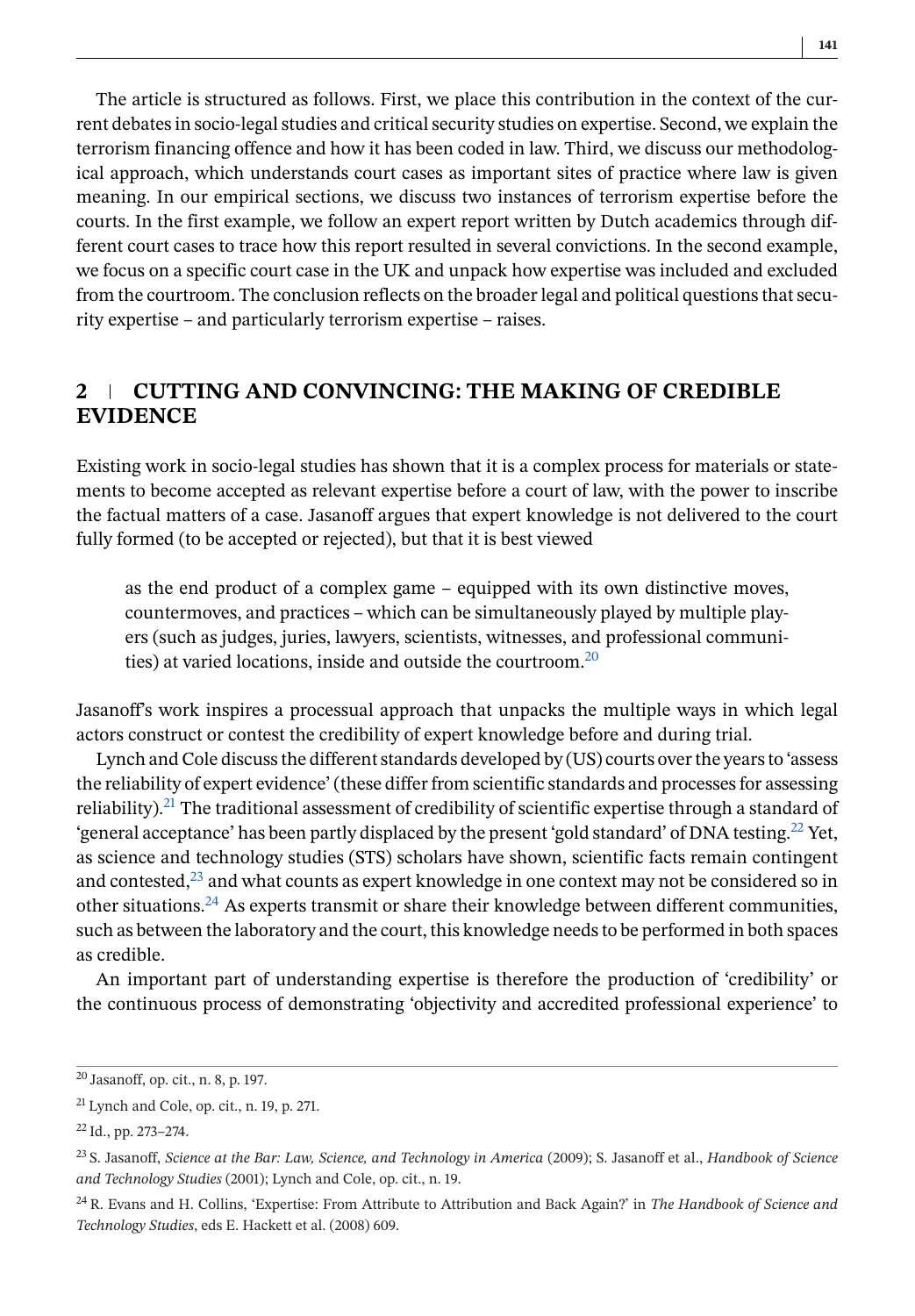The article is structured as follows. First, we place this contribution in the context of the current debates in socio-legal studies and critical security studies on expertise. Second, we explain the terrorism financing offence and how it has been coded in law. Third, we discuss our methodological approach, which understands court cases as important sites of practice where law is given meaning. In our empirical sections, we discuss two instances of terrorism expertise before the courts. In the first example, we follow an expert report written by Dutch academics through different court cases to trace how this report resulted in several convictions. In the second example, we focus on a specific court case in the UK and unpack how expertise was included and excluded from the courtroom. The conclusion reflects on the broader legal and political questions that security expertise – and particularly terrorism expertise – raises.

## 2 | CUTTING AND CONVINCING: THE MAKING OF CREDIBLE EVIDENCE

Existing work in socio-legal studies has shown that it is a complex process for materials or statements to become accepted as relevant expertise before a court of law, with the power to inscribe the factual matters of a case. Jasanoff argues that expert knowledge is not delivered to the court fully formed (to be accepted or rejected), but that it is best viewed

> as the end product of a complex game – equipped with its own distinctive moves, countermoves, and practices – which can be simultaneously played by multiple players (such as judges, juries, lawyers, scientists, witnesses, and professional communities) at varied locations, inside and outside the courtroom.[20]

Jasanoff's work inspires a processual approach that unpacks the multiple ways in which legal actors construct or contest the credibility of expert knowledge before and during trial.

Lynch and Cole discuss the different standards developed by (US) courts over the years to 'assess the reliability of expert evidence' (these differ from scientific standards and processes for assessing reliability).[21] The traditional assessment of credibility of scientific expertise through a standard of 'general acceptance' has been partly displaced by the present 'gold standard' of DNA testing.[22] Yet, as science and technology studies (STS) scholars have shown, scientific facts remain contingent and contested,[23] and what counts as expert knowledge in one context may not be considered so in other situations.[24] As experts transmit or share their knowledge between different communities, such as between the laboratory and the court, this knowledge needs to be performed in both spaces as credible.

An important part of understanding expertise is therefore the production of 'credibility' or the continuous process of demonstrating 'objectivity and accredited professional experience' to

---

[20] Jasanoff, op. cit., n. 8, p. 197.

[21] Lynch and Cole, op. cit., n. 19, p. 271.

[22] Id., pp. 273–274.

[23] S. Jasanoff, *Science at the Bar: Law, Science, and Technology in America* (2009); S. Jasanoff et al., *Handbook of Science and Technology Studies* (2001); Lynch and Cole, op. cit., n. 19.

[24] R. Evans and H. Collins, 'Expertise: From Attribute to Attribution and Back Again?' in *The Handbook of Science and Technology Studies*, eds E. Hackett et al. (2008) 609.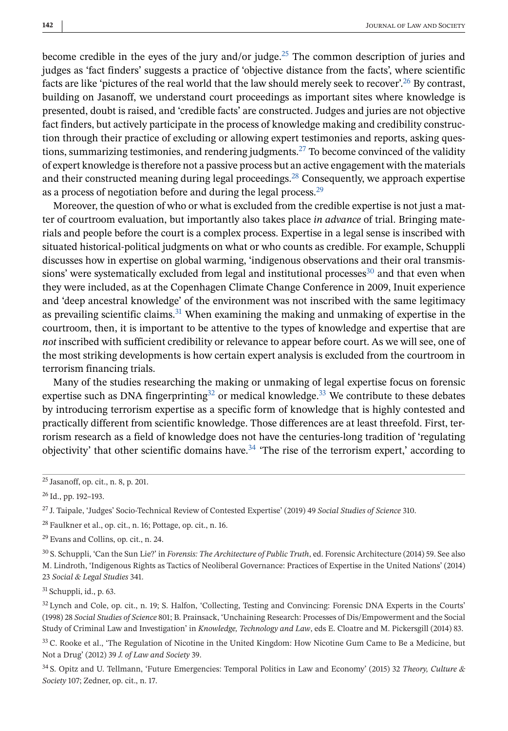become credible in the eyes of the jury and/or judge.[25] The common description of juries and judges as 'fact finders' suggests a practice of 'objective distance from the facts', where scientific facts are like 'pictures of the real world that the law should merely seek to recover'.[26] By contrast, building on Jasanoff, we understand court proceedings as important sites where knowledge is presented, doubt is raised, and 'credible facts' are constructed. Judges and juries are not objective fact finders, but actively participate in the process of knowledge making and credibility construction through their practice of excluding or allowing expert testimonies and reports, asking questions, summarizing testimonies, and rendering judgments.[27] To become convinced of the validity of expert knowledge is therefore not a passive process but an active engagement with the materials and their constructed meaning during legal proceedings.[28] Consequently, we approach expertise as a process of negotiation before and during the legal process.[29]

Moreover, the question of who or what is excluded from the credible expertise is not just a matter of courtroom evaluation, but importantly also takes place *in advance* of trial. Bringing materials and people before the court is a complex process. Expertise in a legal sense is inscribed with situated historical-political judgments on what or who counts as credible. For example, Schuppli discusses how in expertise on global warming, 'indigenous observations and their oral transmissions' were systematically excluded from legal and institutional processes[30] and that even when they were included, as at the Copenhagen Climate Change Conference in 2009, Inuit experience and 'deep ancestral knowledge' of the environment was not inscribed with the same legitimacy as prevailing scientific claims.[31] When examining the making and unmaking of expertise in the courtroom, then, it is important to be attentive to the types of knowledge and expertise that are *not* inscribed with sufficient credibility or relevance to appear before court. As we will see, one of the most striking developments is how certain expert analysis is excluded from the courtroom in terrorism financing trials.

Many of the studies researching the making or unmaking of legal expertise focus on forensic expertise such as DNA fingerprinting[32] or medical knowledge.[33] We contribute to these debates by introducing terrorism expertise as a specific form of knowledge that is highly contested and practically different from scientific knowledge. Those differences are at least threefold. First, terrorism research as a field of knowledge does not have the centuries-long tradition of 'regulating objectivity' that other scientific domains have.[34] 'The rise of the terrorism expert,' according to

---

[25] Jasanoff, op. cit., n. 8, p. 201.

[26] Id., pp. 192–193.

[27] J. Taipale, 'Judges' Socio-Technical Review of Contested Expertise' (2019) 49 *Social Studies of Science* 310.

[28] Faulkner et al., op. cit., n. 16; Pottage, op. cit., n. 16.

[29] Evans and Collins, op. cit., n. 24.

[30] S. Schuppli, 'Can the Sun Lie?' in *Forensis: The Architecture of Public Truth*, ed. Forensic Architecture (2014) 59. See also M. Lindroth, 'Indigenous Rights as Tactics of Neoliberal Governance: Practices of Expertise in the United Nations' (2014) 23 *Social & Legal Studies* 341.

[31] Schuppli, id., p. 63.

[32] Lynch and Cole, op. cit., n. 19; S. Halfon, 'Collecting, Testing and Convincing: Forensic DNA Experts in the Courts' (1998) 28 *Social Studies of Science* 801; B. Prainsack, 'Unchaining Research: Processes of Dis/Empowerment and the Social Study of Criminal Law and Investigation' in *Knowledge, Technology and Law*, eds E. Cloatre and M. Pickersgill (2014) 83.

[33] C. Rooke et al., 'The Regulation of Nicotine in the United Kingdom: How Nicotine Gum Came to Be a Medicine, but Not a Drug' (2012) 39 *J. of Law and Society* 39.

[34] S. Opitz and U. Tellmann, 'Future Emergencies: Temporal Politics in Law and Economy' (2015) 32 *Theory, Culture & Society* 107; Zedner, op. cit., n. 17.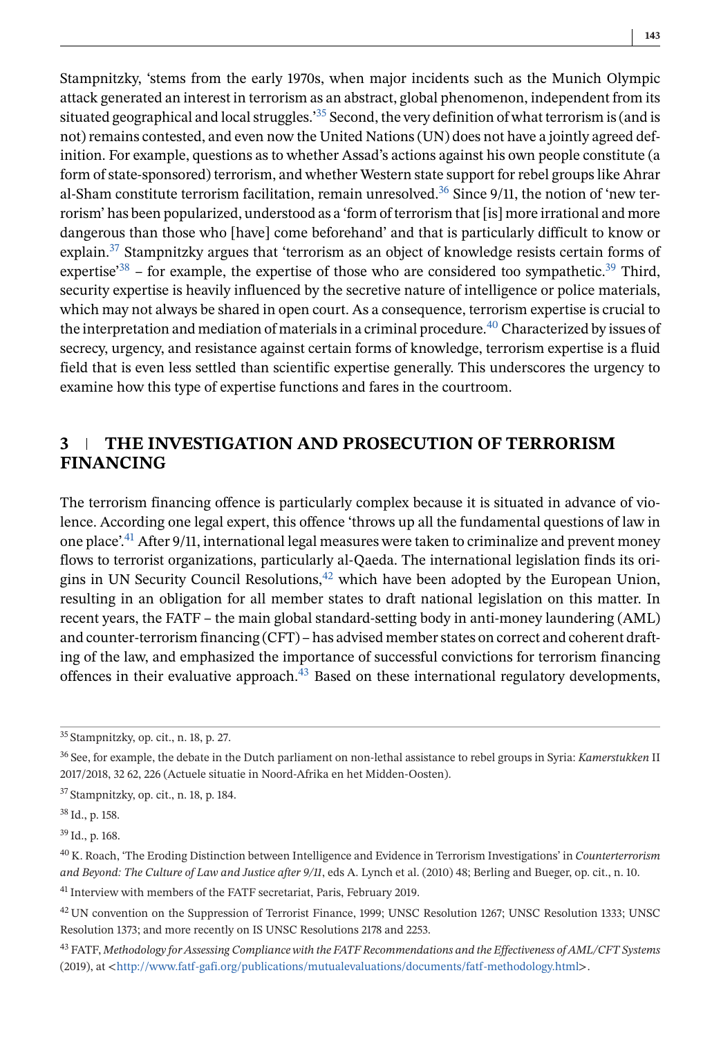Stampnitzky, 'stems from the early 1970s, when major incidents such as the Munich Olympic attack generated an interest in terrorism as an abstract, global phenomenon, independent from its situated geographical and local struggles.'[35] Second, the very definition of what terrorism is (and is not) remains contested, and even now the United Nations (UN) does not have a jointly agreed definition. For example, questions as to whether Assad's actions against his own people constitute (a form of state-sponsored) terrorism, and whether Western state support for rebel groups like Ahrar al-Sham constitute terrorism facilitation, remain unresolved.[36] Since 9/11, the notion of 'new terrorism' has been popularized, understood as a 'form of terrorism that [is] more irrational and more dangerous than those who [have] come beforehand' and that is particularly difficult to know or explain.[37] Stampnitzky argues that 'terrorism as an object of knowledge resists certain forms of expertise'[38] – for example, the expertise of those who are considered too sympathetic.[39] Third, security expertise is heavily influenced by the secretive nature of intelligence or police materials, which may not always be shared in open court. As a consequence, terrorism expertise is crucial to the interpretation and mediation of materials in a criminal procedure.[40] Characterized by issues of secrecy, urgency, and resistance against certain forms of knowledge, terrorism expertise is a fluid field that is even less settled than scientific expertise generally. This underscores the urgency to examine how this type of expertise functions and fares in the courtroom.

## 3 | THE INVESTIGATION AND PROSECUTION OF TERRORISM FINANCING

The terrorism financing offence is particularly complex because it is situated in advance of violence. According one legal expert, this offence 'throws up all the fundamental questions of law in one place'.[41] After 9/11, international legal measures were taken to criminalize and prevent money flows to terrorist organizations, particularly al-Qaeda. The international legislation finds its origins in UN Security Council Resolutions,[42] which have been adopted by the European Union, resulting in an obligation for all member states to draft national legislation on this matter. In recent years, the FATF – the main global standard-setting body in anti-money laundering (AML) and counter-terrorism financing (CFT) – has advised member states on correct and coherent drafting of the law, and emphasized the importance of successful convictions for terrorism financing offences in their evaluative approach.[43] Based on these international regulatory developments,

---

[35] Stampnitzky, op. cit., n. 18, p. 27.

[36] See, for example, the debate in the Dutch parliament on non-lethal assistance to rebel groups in Syria: *Kamerstukken* II 2017/2018, 32 62, 226 (Actuele situatie in Noord-Afrika en het Midden-Oosten).

[37] Stampnitzky, op. cit., n. 18, p. 184.

[38] Id., p. 158.

[39] Id., p. 168.

[40] K. Roach, 'The Eroding Distinction between Intelligence and Evidence in Terrorism Investigations' in *Counterterrorism and Beyond: The Culture of Law and Justice after 9/11*, eds A. Lynch et al. (2010) 48; Berling and Bueger, op. cit., n. 10.

[41] Interview with members of the FATF secretariat, Paris, February 2019.

[42] UN convention on the Suppression of Terrorist Finance, 1999; UNSC Resolution 1267; UNSC Resolution 1333; UNSC Resolution 1373; and more recently on IS UNSC Resolutions 2178 and 2253.

[43] FATF, *Methodology for Assessing Compliance with the FATF Recommendations and the Effectiveness of AML/CFT Systems* (2019), at <http://www.fatf-gafi.org/publications/mutualevaluations/documents/fatf-methodology.html>.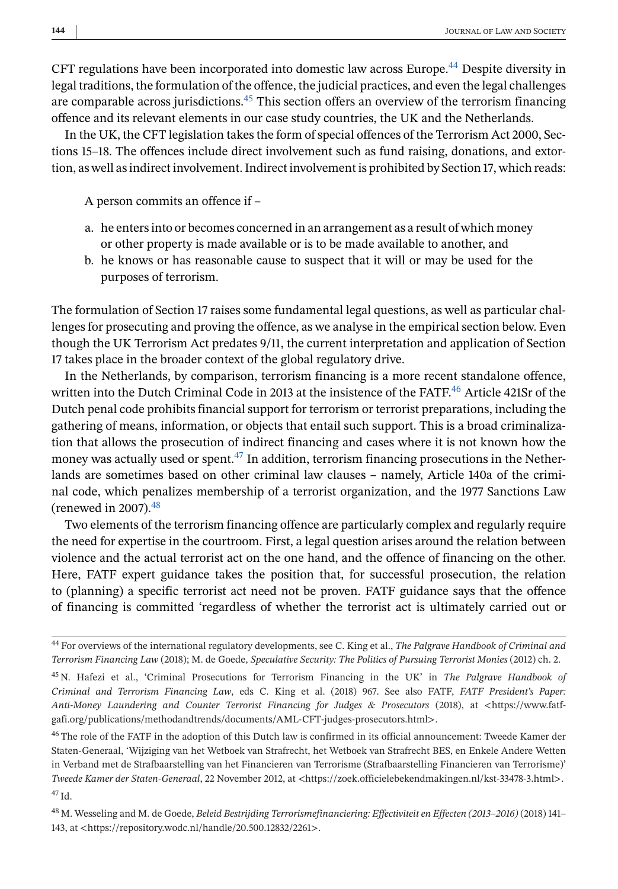CFT regulations have been incorporated into domestic law across Europe.[44] Despite diversity in legal traditions, the formulation of the offence, the judicial practices, and even the legal challenges are comparable across jurisdictions.[45] This section offers an overview of the terrorism financing offence and its relevant elements in our case study countries, the UK and the Netherlands.

In the UK, the CFT legislation takes the form of special offences of the Terrorism Act 2000, Sections 15–18. The offences include direct involvement such as fund raising, donations, and extortion, as well as indirect involvement. Indirect involvement is prohibited by Section 17, which reads:

> A person commits an offence if –
>
> a. he enters into or becomes concerned in an arrangement as a result of which money or other property is made available or is to be made available to another, and
> b. he knows or has reasonable cause to suspect that it will or may be used for the purposes of terrorism.

The formulation of Section 17 raises some fundamental legal questions, as well as particular challenges for prosecuting and proving the offence, as we analyse in the empirical section below. Even though the UK Terrorism Act predates 9/11, the current interpretation and application of Section 17 takes place in the broader context of the global regulatory drive.

In the Netherlands, by comparison, terrorism financing is a more recent standalone offence, written into the Dutch Criminal Code in 2013 at the insistence of the FATF.[46] Article 421Sr of the Dutch penal code prohibits financial support for terrorism or terrorist preparations, including the gathering of means, information, or objects that entail such support. This is a broad criminalization that allows the prosecution of indirect financing and cases where it is not known how the money was actually used or spent.[47] In addition, terrorism financing prosecutions in the Netherlands are sometimes based on other criminal law clauses – namely, Article 140a of the criminal code, which penalizes membership of a terrorist organization, and the 1977 Sanctions Law (renewed in 2007).[48]

Two elements of the terrorism financing offence are particularly complex and regularly require the need for expertise in the courtroom. First, a legal question arises around the relation between violence and the actual terrorist act on the one hand, and the offence of financing on the other. Here, FATF expert guidance takes the position that, for successful prosecution, the relation to (planning) a specific terrorist act need not be proven. FATF guidance says that the offence of financing is committed 'regardless of whether the terrorist act is ultimately carried out or

---

[44] For overviews of the international regulatory developments, see C. King et al., *The Palgrave Handbook of Criminal and Terrorism Financing Law* (2018); M. de Goede, *Speculative Security: The Politics of Pursuing Terrorist Monies* (2012) ch. 2.

[45] N. Hafezi et al., 'Criminal Prosecutions for Terrorism Financing in the UK' in *The Palgrave Handbook of Criminal and Terrorism Financing Law*, eds C. King et al. (2018) 967. See also FATF, *FATF President's Paper: Anti-Money Laundering and Counter Terrorist Financing for Judges & Prosecutors* (2018), at <https://www.fatf-gafi.org/publications/methodandtrends/documents/AML-CFT-judges-prosecutors.html>.

[46] The role of the FATF in the adoption of this Dutch law is confirmed in its official announcement: Tweede Kamer der Staten-Generaal, 'Wijziging van het Wetboek van Strafrecht, het Wetboek van Strafrecht BES, en Enkele Andere Wetten in Verband met de Strafbaarstelling van het Financieren van Terrorisme (Strafbaarstelling Financieren van Terrorisme)' *Tweede Kamer der Staten-Generaal*, 22 November 2012, at <https://zoek.officielebekendmakingen.nl/kst-33478-3.html>.

[47] Id.

[48] M. Wesseling and M. de Goede, *Beleid Bestrijding Terrorismefinanciering: Effectiviteit en Effecten (2013–2016)* (2018) 141–143, at <https://repository.wodc.nl/handle/20.500.12832/2261>.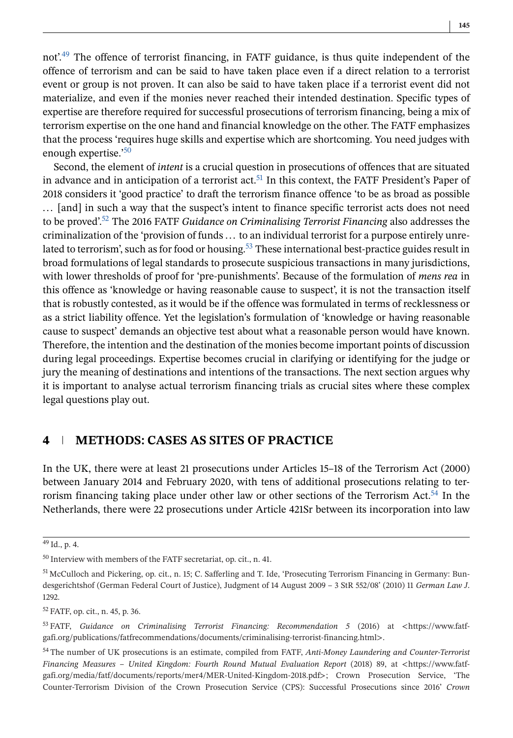not'.[49] The offence of terrorist financing, in FATF guidance, is thus quite independent of the offence of terrorism and can be said to have taken place even if a direct relation to a terrorist event or group is not proven. It can also be said to have taken place if a terrorist event did not materialize, and even if the monies never reached their intended destination. Specific types of expertise are therefore required for successful prosecutions of terrorism financing, being a mix of terrorism expertise on the one hand and financial knowledge on the other. The FATF emphasizes that the process 'requires huge skills and expertise which are shortcoming. You need judges with enough expertise.'[50]

Second, the element of *intent* is a crucial question in prosecutions of offences that are situated in advance and in anticipation of a terrorist act.[51] In this context, the FATF President's Paper of 2018 considers it 'good practice' to draft the terrorism finance offence 'to be as broad as possible … [and] in such a way that the suspect's intent to finance specific terrorist acts does not need to be proved'.[52] The 2016 FATF *Guidance on Criminalising Terrorist Financing* also addresses the criminalization of the 'provision of funds … to an individual terrorist for a purpose entirely unrelated to terrorism', such as for food or housing.[53] These international best-practice guides result in broad formulations of legal standards to prosecute suspicious transactions in many jurisdictions, with lower thresholds of proof for 'pre-punishments'. Because of the formulation of *mens rea* in this offence as 'knowledge or having reasonable cause to suspect', it is not the transaction itself that is robustly contested, as it would be if the offence was formulated in terms of recklessness or as a strict liability offence. Yet the legislation's formulation of 'knowledge or having reasonable cause to suspect' demands an objective test about what a reasonable person would have known. Therefore, the intention and the destination of the monies become important points of discussion during legal proceedings. Expertise becomes crucial in clarifying or identifying for the judge or jury the meaning of destinations and intentions of the transactions. The next section argues why it is important to analyse actual terrorism financing trials as crucial sites where these complex legal questions play out.

## 4 METHODS: CASES AS SITES OF PRACTICE

In the UK, there were at least 21 prosecutions under Articles 15–18 of the Terrorism Act (2000) between January 2014 and February 2020, with tens of additional prosecutions relating to terrorism financing taking place under other law or other sections of the Terrorism Act.[54] In the Netherlands, there were 22 prosecutions under Article 421Sr between its incorporation into law

---

[49] Id., p. 4.

[50] Interview with members of the FATF secretariat, op. cit., n. 41.

[51] McCulloch and Pickering, op. cit., n. 15; C. Safferling and T. Ide, 'Prosecuting Terrorism Financing in Germany: Bundesgerichtshof (German Federal Court of Justice), Judgment of 14 August 2009 – 3 StR 552/08' (2010) 11 *German Law J*. 1292.

[52] FATF, op. cit., n. 45, p. 36.

[53] FATF, *Guidance on Criminalising Terrorist Financing: Recommendation 5* (2016) at <https://www.fatf-gafi.org/publications/fatfrecommendations/documents/criminalising-terrorist-financing.html>.

[54] The number of UK prosecutions is an estimate, compiled from FATF, *Anti-Money Laundering and Counter-Terrorist Financing Measures – United Kingdom: Fourth Round Mutual Evaluation Report* (2018) 89, at <https://www.fatf-gafi.org/media/fatf/documents/reports/mer4/MER-United-Kingdom-2018.pdf>; Crown Prosecution Service, 'The Counter-Terrorism Division of the Crown Prosecution Service (CPS): Successful Prosecutions since 2016' *Crown*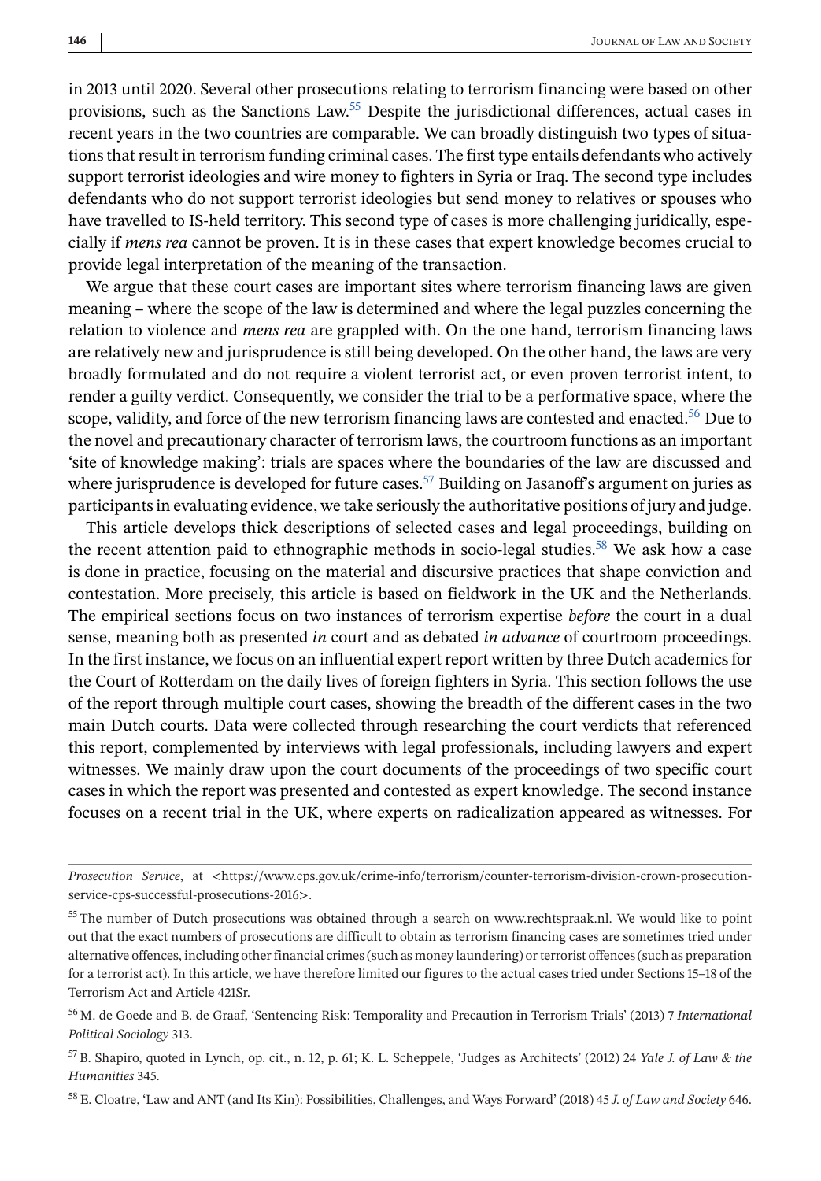in 2013 until 2020. Several other prosecutions relating to terrorism financing were based on other provisions, such as the Sanctions Law.[55] Despite the jurisdictional differences, actual cases in recent years in the two countries are comparable. We can broadly distinguish two types of situations that result in terrorism funding criminal cases. The first type entails defendants who actively support terrorist ideologies and wire money to fighters in Syria or Iraq. The second type includes defendants who do not support terrorist ideologies but send money to relatives or spouses who have travelled to IS-held territory. This second type of cases is more challenging juridically, especially if *mens rea* cannot be proven. It is in these cases that expert knowledge becomes crucial to provide legal interpretation of the meaning of the transaction.

We argue that these court cases are important sites where terrorism financing laws are given meaning – where the scope of the law is determined and where the legal puzzles concerning the relation to violence and *mens rea* are grappled with. On the one hand, terrorism financing laws are relatively new and jurisprudence is still being developed. On the other hand, the laws are very broadly formulated and do not require a violent terrorist act, or even proven terrorist intent, to render a guilty verdict. Consequently, we consider the trial to be a performative space, where the scope, validity, and force of the new terrorism financing laws are contested and enacted.[56] Due to the novel and precautionary character of terrorism laws, the courtroom functions as an important 'site of knowledge making': trials are spaces where the boundaries of the law are discussed and where jurisprudence is developed for future cases.[57] Building on Jasanoff's argument on juries as participants in evaluating evidence, we take seriously the authoritative positions of jury and judge.

This article develops thick descriptions of selected cases and legal proceedings, building on the recent attention paid to ethnographic methods in socio-legal studies.[58] We ask how a case is done in practice, focusing on the material and discursive practices that shape conviction and contestation. More precisely, this article is based on fieldwork in the UK and the Netherlands. The empirical sections focus on two instances of terrorism expertise *before* the court in a dual sense, meaning both as presented *in* court and as debated *in advance* of courtroom proceedings. In the first instance, we focus on an influential expert report written by three Dutch academics for the Court of Rotterdam on the daily lives of foreign fighters in Syria. This section follows the use of the report through multiple court cases, showing the breadth of the different cases in the two main Dutch courts. Data were collected through researching the court verdicts that referenced this report, complemented by interviews with legal professionals, including lawyers and expert witnesses. We mainly draw upon the court documents of the proceedings of two specific court cases in which the report was presented and contested as expert knowledge. The second instance focuses on a recent trial in the UK, where experts on radicalization appeared as witnesses. For

---

*Prosecution Service*, at <https://www.cps.gov.uk/crime-info/terrorism/counter-terrorism-division-crown-prosecution-service-cps-successful-prosecutions-2016>.

[55] The number of Dutch prosecutions was obtained through a search on www.rechtspraak.nl. We would like to point out that the exact numbers of prosecutions are difficult to obtain as terrorism financing cases are sometimes tried under alternative offences, including other financial crimes (such as money laundering) or terrorist offences (such as preparation for a terrorist act). In this article, we have therefore limited our figures to the actual cases tried under Sections 15–18 of the Terrorism Act and Article 421Sr.

[56] M. de Goede and B. de Graaf, 'Sentencing Risk: Temporality and Precaution in Terrorism Trials' (2013) 7 *International Political Sociology* 313.

[57] B. Shapiro, quoted in Lynch, op. cit., n. 12, p. 61; K. L. Scheppele, 'Judges as Architects' (2012) 24 *Yale J. of Law & the Humanities* 345.

[58] E. Cloatre, 'Law and ANT (and Its Kin): Possibilities, Challenges, and Ways Forward' (2018) 45 *J. of Law and Society* 646.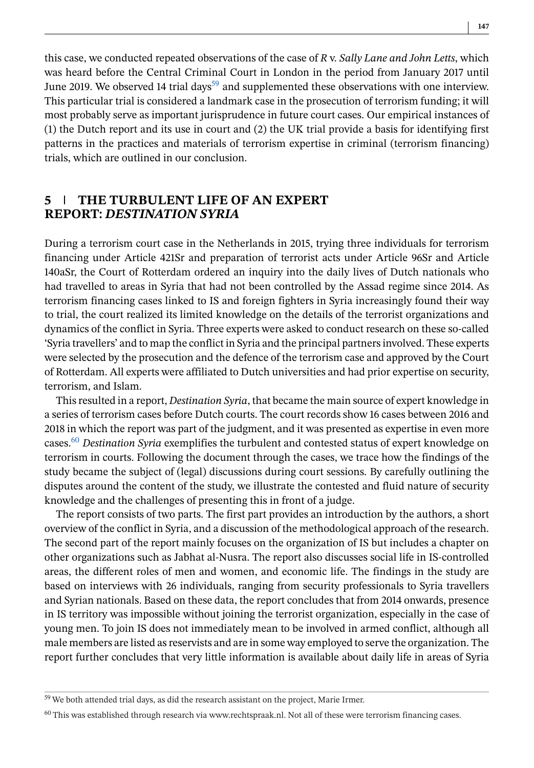this case, we conducted repeated observations of the case of *R* v. *Sally Lane and John Letts*, which was heard before the Central Criminal Court in London in the period from January 2017 until June 2019. We observed 14 trial days[59] and supplemented these observations with one interview. This particular trial is considered a landmark case in the prosecution of terrorism funding; it will most probably serve as important jurisprudence in future court cases. Our empirical instances of (1) the Dutch report and its use in court and (2) the UK trial provide a basis for identifying first patterns in the practices and materials of terrorism expertise in criminal (terrorism financing) trials, which are outlined in our conclusion.

## 5 | THE TURBULENT LIFE OF AN EXPERT REPORT: *DESTINATION SYRIA*

During a terrorism court case in the Netherlands in 2015, trying three individuals for terrorism financing under Article 421Sr and preparation of terrorist acts under Article 96Sr and Article 140aSr, the Court of Rotterdam ordered an inquiry into the daily lives of Dutch nationals who had travelled to areas in Syria that had not been controlled by the Assad regime since 2014. As terrorism financing cases linked to IS and foreign fighters in Syria increasingly found their way to trial, the court realized its limited knowledge on the details of the terrorist organizations and dynamics of the conflict in Syria. Three experts were asked to conduct research on these so-called 'Syria travellers' and to map the conflict in Syria and the principal partners involved. These experts were selected by the prosecution and the defence of the terrorism case and approved by the Court of Rotterdam. All experts were affiliated to Dutch universities and had prior expertise on security, terrorism, and Islam.

This resulted in a report, *Destination Syria*, that became the main source of expert knowledge in a series of terrorism cases before Dutch courts. The court records show 16 cases between 2016 and 2018 in which the report was part of the judgment, and it was presented as expertise in even more cases.[60] *Destination Syria* exemplifies the turbulent and contested status of expert knowledge on terrorism in courts. Following the document through the cases, we trace how the findings of the study became the subject of (legal) discussions during court sessions. By carefully outlining the disputes around the content of the study, we illustrate the contested and fluid nature of security knowledge and the challenges of presenting this in front of a judge.

The report consists of two parts. The first part provides an introduction by the authors, a short overview of the conflict in Syria, and a discussion of the methodological approach of the research. The second part of the report mainly focuses on the organization of IS but includes a chapter on other organizations such as Jabhat al-Nusra. The report also discusses social life in IS-controlled areas, the different roles of men and women, and economic life. The findings in the study are based on interviews with 26 individuals, ranging from security professionals to Syria travellers and Syrian nationals. Based on these data, the report concludes that from 2014 onwards, presence in IS territory was impossible without joining the terrorist organization, especially in the case of young men. To join IS does not immediately mean to be involved in armed conflict, although all male members are listed as reservists and are in some way employed to serve the organization. The report further concludes that very little information is available about daily life in areas of Syria

---

[59] We both attended trial days, as did the research assistant on the project, Marie Irmer.

[60] This was established through research via www.rechtspraak.nl. Not all of these were terrorism financing cases.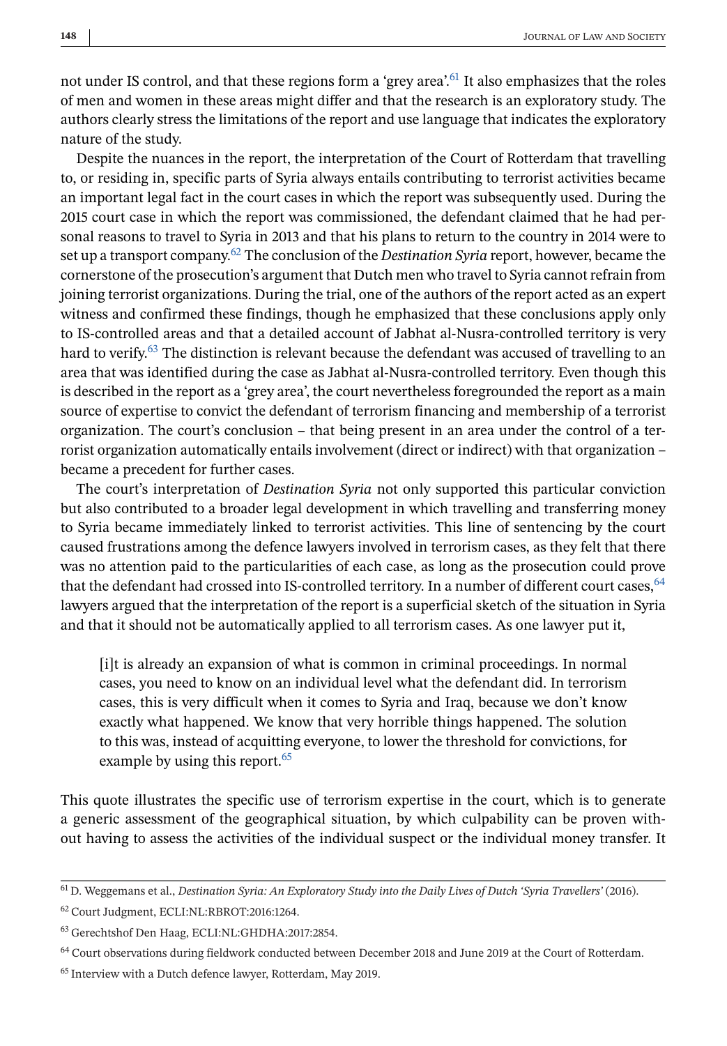not under IS control, and that these regions form a 'grey area'.[61] It also emphasizes that the roles of men and women in these areas might differ and that the research is an exploratory study. The authors clearly stress the limitations of the report and use language that indicates the exploratory nature of the study.

Despite the nuances in the report, the interpretation of the Court of Rotterdam that travelling to, or residing in, specific parts of Syria always entails contributing to terrorist activities became an important legal fact in the court cases in which the report was subsequently used. During the 2015 court case in which the report was commissioned, the defendant claimed that he had personal reasons to travel to Syria in 2013 and that his plans to return to the country in 2014 were to set up a transport company.[62] The conclusion of the *Destination Syria* report, however, became the cornerstone of the prosecution's argument that Dutch men who travel to Syria cannot refrain from joining terrorist organizations. During the trial, one of the authors of the report acted as an expert witness and confirmed these findings, though he emphasized that these conclusions apply only to IS-controlled areas and that a detailed account of Jabhat al-Nusra-controlled territory is very hard to verify.[63] The distinction is relevant because the defendant was accused of travelling to an area that was identified during the case as Jabhat al-Nusra-controlled territory. Even though this is described in the report as a 'grey area', the court nevertheless foregrounded the report as a main source of expertise to convict the defendant of terrorism financing and membership of a terrorist organization. The court's conclusion – that being present in an area under the control of a terrorist organization automatically entails involvement (direct or indirect) with that organization – became a precedent for further cases.

The court's interpretation of *Destination Syria* not only supported this particular conviction but also contributed to a broader legal development in which travelling and transferring money to Syria became immediately linked to terrorist activities. This line of sentencing by the court caused frustrations among the defence lawyers involved in terrorism cases, as they felt that there was no attention paid to the particularities of each case, as long as the prosecution could prove that the defendant had crossed into IS-controlled territory. In a number of different court cases,[64] lawyers argued that the interpretation of the report is a superficial sketch of the situation in Syria and that it should not be automatically applied to all terrorism cases. As one lawyer put it,

> [i]t is already an expansion of what is common in criminal proceedings. In normal cases, you need to know on an individual level what the defendant did. In terrorism cases, this is very difficult when it comes to Syria and Iraq, because we don't know exactly what happened. We know that very horrible things happened. The solution to this was, instead of acquitting everyone, to lower the threshold for convictions, for example by using this report.[65]

This quote illustrates the specific use of terrorism expertise in the court, which is to generate a generic assessment of the geographical situation, by which culpability can be proven without having to assess the activities of the individual suspect or the individual money transfer. It

---

[61] D. Weggemans et al., *Destination Syria: An Exploratory Study into the Daily Lives of Dutch 'Syria Travellers'* (2016).

[62] Court Judgment, ECLI:NL:RBROT:2016:1264.

[63] Gerechtshof Den Haag, ECLI:NL:GHDHA:2017:2854.

[64] Court observations during fieldwork conducted between December 2018 and June 2019 at the Court of Rotterdam.

[65] Interview with a Dutch defence lawyer, Rotterdam, May 2019.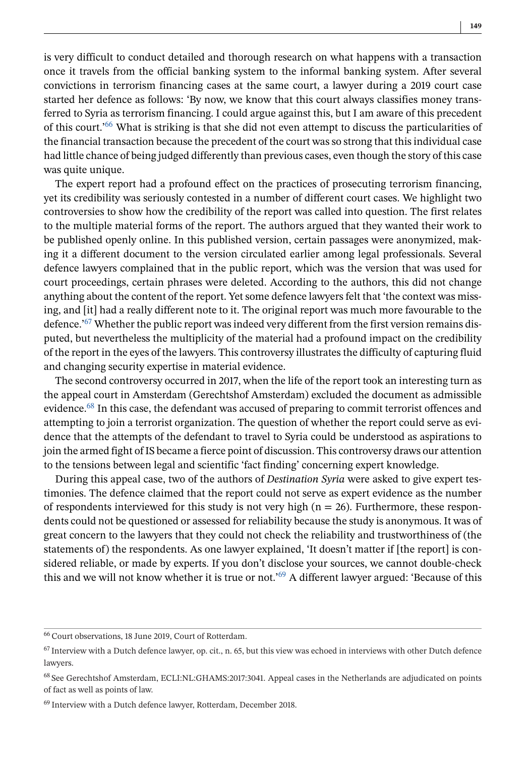is very difficult to conduct detailed and thorough research on what happens with a transaction once it travels from the official banking system to the informal banking system. After several convictions in terrorism financing cases at the same court, a lawyer during a 2019 court case started her defence as follows: 'By now, we know that this court always classifies money transferred to Syria as terrorism financing. I could argue against this, but I am aware of this precedent of this court.'[66] What is striking is that she did not even attempt to discuss the particularities of the financial transaction because the precedent of the court was so strong that this individual case had little chance of being judged differently than previous cases, even though the story of this case was quite unique.

The expert report had a profound effect on the practices of prosecuting terrorism financing, yet its credibility was seriously contested in a number of different court cases. We highlight two controversies to show how the credibility of the report was called into question. The first relates to the multiple material forms of the report. The authors argued that they wanted their work to be published openly online. In this published version, certain passages were anonymized, making it a different document to the version circulated earlier among legal professionals. Several defence lawyers complained that in the public report, which was the version that was used for court proceedings, certain phrases were deleted. According to the authors, this did not change anything about the content of the report. Yet some defence lawyers felt that 'the context was missing, and [it] had a really different note to it. The original report was much more favourable to the defence.'[67] Whether the public report was indeed very different from the first version remains disputed, but nevertheless the multiplicity of the material had a profound impact on the credibility of the report in the eyes of the lawyers. This controversy illustrates the difficulty of capturing fluid and changing security expertise in material evidence.

The second controversy occurred in 2017, when the life of the report took an interesting turn as the appeal court in Amsterdam (Gerechtshof Amsterdam) excluded the document as admissible evidence.[68] In this case, the defendant was accused of preparing to commit terrorist offences and attempting to join a terrorist organization. The question of whether the report could serve as evidence that the attempts of the defendant to travel to Syria could be understood as aspirations to join the armed fight of IS became a fierce point of discussion. This controversy draws our attention to the tensions between legal and scientific 'fact finding' concerning expert knowledge.

During this appeal case, two of the authors of *Destination Syria* were asked to give expert testimonies. The defence claimed that the report could not serve as expert evidence as the number of respondents interviewed for this study is not very high (n = 26). Furthermore, these respondents could not be questioned or assessed for reliability because the study is anonymous. It was of great concern to the lawyers that they could not check the reliability and trustworthiness of (the statements of) the respondents. As one lawyer explained, 'It doesn't matter if [the report] is considered reliable, or made by experts. If you don't disclose your sources, we cannot double-check this and we will not know whether it is true or not.'[69] A different lawyer argued: 'Because of this

---

[66] Court observations, 18 June 2019, Court of Rotterdam.

[67] Interview with a Dutch defence lawyer, op. cit., n. 65, but this view was echoed in interviews with other Dutch defence lawyers.

[68] See Gerechtshof Amsterdam, ECLI:NL:GHAMS:2017:3041. Appeal cases in the Netherlands are adjudicated on points of fact as well as points of law.

[69] Interview with a Dutch defence lawyer, Rotterdam, December 2018.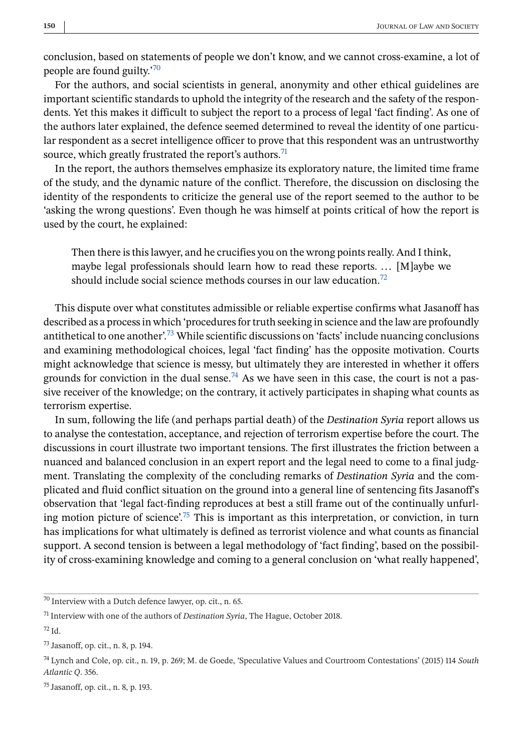conclusion, based on statements of people we don't know, and we cannot cross-examine, a lot of people are found guilty.'[70]

For the authors, and social scientists in general, anonymity and other ethical guidelines are important scientific standards to uphold the integrity of the research and the safety of the respondents. Yet this makes it difficult to subject the report to a process of legal 'fact finding'. As one of the authors later explained, the defence seemed determined to reveal the identity of one particular respondent as a secret intelligence officer to prove that this respondent was an untrustworthy source, which greatly frustrated the report's authors.[71]

In the report, the authors themselves emphasize its exploratory nature, the limited time frame of the study, and the dynamic nature of the conflict. Therefore, the discussion on disclosing the identity of the respondents to criticize the general use of the report seemed to the author to be 'asking the wrong questions'. Even though he was himself at points critical of how the report is used by the court, he explained:

> Then there is this lawyer, and he crucifies you on the wrong points really. And I think, maybe legal professionals should learn how to read these reports. … [M]aybe we should include social science methods courses in our law education.[72]

This dispute over what constitutes admissible or reliable expertise confirms what Jasanoff has described as a process in which 'procedures for truth seeking in science and the law are profoundly antithetical to one another'.[73] While scientific discussions on 'facts' include nuancing conclusions and examining methodological choices, legal 'fact finding' has the opposite motivation. Courts might acknowledge that science is messy, but ultimately they are interested in whether it offers grounds for conviction in the dual sense.[74] As we have seen in this case, the court is not a passive receiver of the knowledge; on the contrary, it actively participates in shaping what counts as terrorism expertise.

In sum, following the life (and perhaps partial death) of the *Destination Syria* report allows us to analyse the contestation, acceptance, and rejection of terrorism expertise before the court. The discussions in court illustrate two important tensions. The first illustrates the friction between a nuanced and balanced conclusion in an expert report and the legal need to come to a final judgment. Translating the complexity of the concluding remarks of *Destination Syria* and the complicated and fluid conflict situation on the ground into a general line of sentencing fits Jasanoff's observation that 'legal fact-finding reproduces at best a still frame out of the continually unfurling motion picture of science'.[75] This is important as this interpretation, or conviction, in turn has implications for what ultimately is defined as terrorist violence and what counts as financial support. A second tension is between a legal methodology of 'fact finding', based on the possibility of cross-examining knowledge and coming to a general conclusion on 'what really happened',

---

[70] Interview with a Dutch defence lawyer, op. cit., n. 65.

[71] Interview with one of the authors of *Destination Syria*, The Hague, October 2018.

[72] Id.

[73] Jasanoff, op. cit., n. 8, p. 194.

[74] Lynch and Cole, op. cit., n. 19, p. 269; M. de Goede, 'Speculative Values and Courtroom Contestations' (2015) 114 *South Atlantic Q*. 356.

[75] Jasanoff, op. cit., n. 8, p. 193.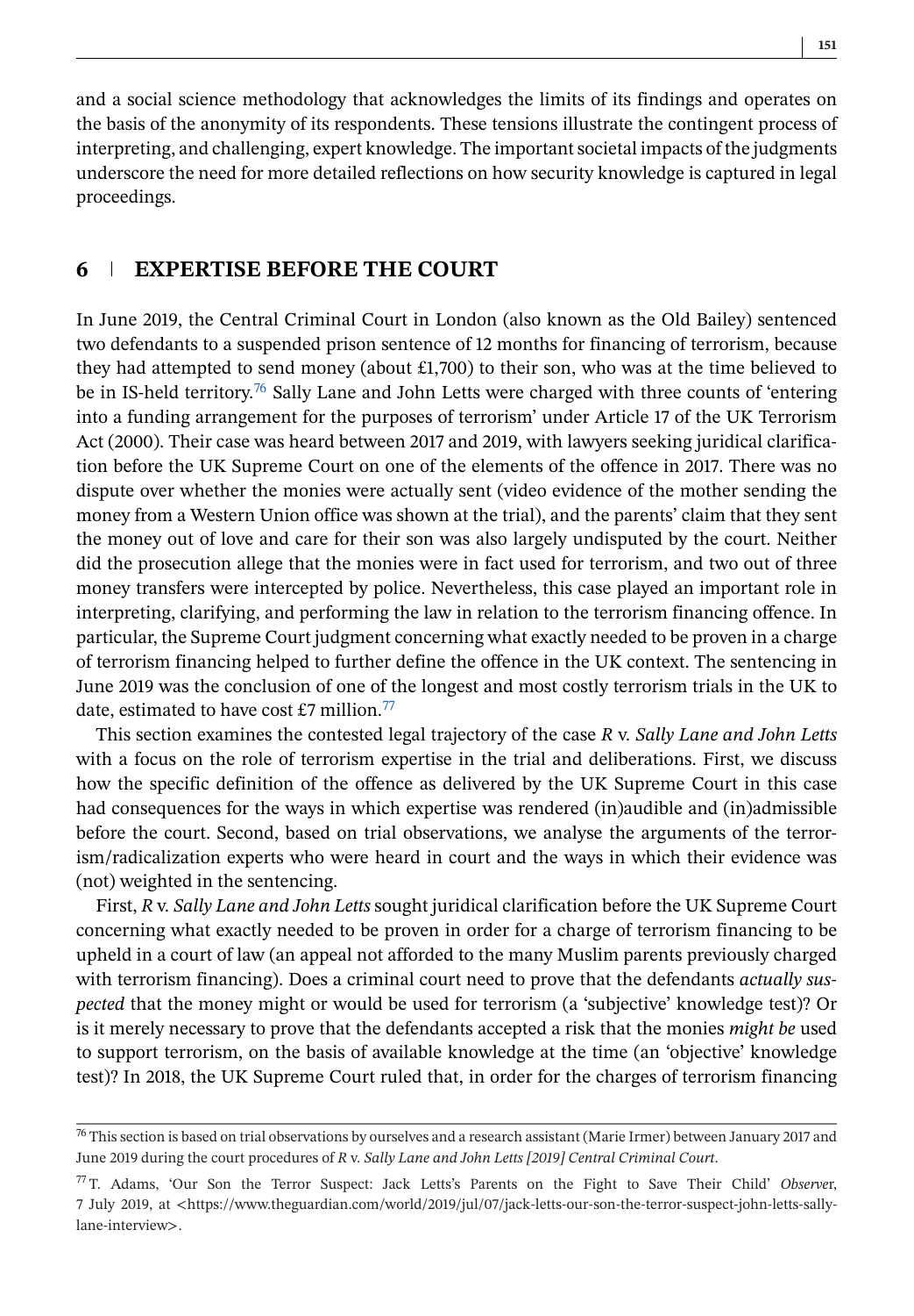and a social science methodology that acknowledges the limits of its findings and operates on the basis of the anonymity of its respondents. These tensions illustrate the contingent process of interpreting, and challenging, expert knowledge. The important societal impacts of the judgments underscore the need for more detailed reflections on how security knowledge is captured in legal proceedings.

## 6 EXPERTISE BEFORE THE COURT

In June 2019, the Central Criminal Court in London (also known as the Old Bailey) sentenced two defendants to a suspended prison sentence of 12 months for financing of terrorism, because they had attempted to send money (about £1,700) to their son, who was at the time believed to be in IS-held territory.[76] Sally Lane and John Letts were charged with three counts of 'entering into a funding arrangement for the purposes of terrorism' under Article 17 of the UK Terrorism Act (2000). Their case was heard between 2017 and 2019, with lawyers seeking juridical clarification before the UK Supreme Court on one of the elements of the offence in 2017. There was no dispute over whether the monies were actually sent (video evidence of the mother sending the money from a Western Union office was shown at the trial), and the parents' claim that they sent the money out of love and care for their son was also largely undisputed by the court. Neither did the prosecution allege that the monies were in fact used for terrorism, and two out of three money transfers were intercepted by police. Nevertheless, this case played an important role in interpreting, clarifying, and performing the law in relation to the terrorism financing offence. In particular, the Supreme Court judgment concerning what exactly needed to be proven in a charge of terrorism financing helped to further define the offence in the UK context. The sentencing in June 2019 was the conclusion of one of the longest and most costly terrorism trials in the UK to date, estimated to have cost £7 million.[77]

This section examines the contested legal trajectory of the case *R* v. *Sally Lane and John Letts* with a focus on the role of terrorism expertise in the trial and deliberations. First, we discuss how the specific definition of the offence as delivered by the UK Supreme Court in this case had consequences for the ways in which expertise was rendered (in)audible and (in)admissible before the court. Second, based on trial observations, we analyse the arguments of the terrorism/radicalization experts who were heard in court and the ways in which their evidence was (not) weighted in the sentencing.

First, *R* v. *Sally Lane and John Letts* sought juridical clarification before the UK Supreme Court concerning what exactly needed to be proven in order for a charge of terrorism financing to be upheld in a court of law (an appeal not afforded to the many Muslim parents previously charged with terrorism financing). Does a criminal court need to prove that the defendants *actually suspected* that the money might or would be used for terrorism (a 'subjective' knowledge test)? Or is it merely necessary to prove that the defendants accepted a risk that the monies *might be* used to support terrorism, on the basis of available knowledge at the time (an 'objective' knowledge test)? In 2018, the UK Supreme Court ruled that, in order for the charges of terrorism financing

---

[76] This section is based on trial observations by ourselves and a research assistant (Marie Irmer) between January 2017 and June 2019 during the court procedures of *R* v. *Sally Lane and John Letts [2019] Central Criminal Court*.

[77] T. Adams, 'Our Son the Terror Suspect: Jack Letts's Parents on the Fight to Save Their Child' *Observer*, 7 July 2019, at <https://www.theguardian.com/world/2019/jul/07/jack-letts-our-son-the-terror-suspect-john-letts-sally-lane-interview>.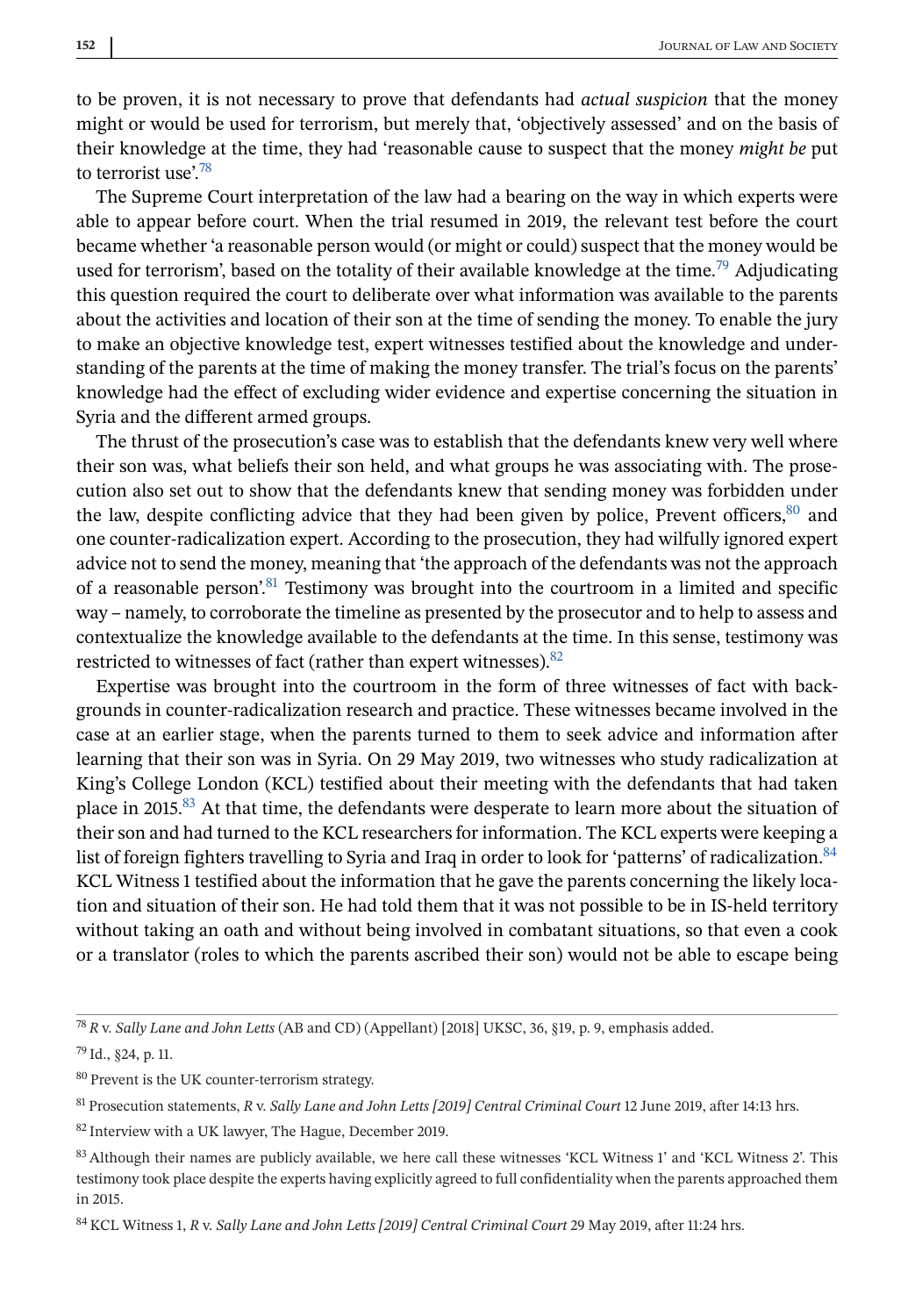to be proven, it is not necessary to prove that defendants had *actual suspicion* that the money might or would be used for terrorism, but merely that, 'objectively assessed' and on the basis of their knowledge at the time, they had 'reasonable cause to suspect that the money *might be* put to terrorist use'.[78]

The Supreme Court interpretation of the law had a bearing on the way in which experts were able to appear before court. When the trial resumed in 2019, the relevant test before the court became whether 'a reasonable person would (or might or could) suspect that the money would be used for terrorism', based on the totality of their available knowledge at the time.[79] Adjudicating this question required the court to deliberate over what information was available to the parents about the activities and location of their son at the time of sending the money. To enable the jury to make an objective knowledge test, expert witnesses testified about the knowledge and understanding of the parents at the time of making the money transfer. The trial's focus on the parents' knowledge had the effect of excluding wider evidence and expertise concerning the situation in Syria and the different armed groups.

The thrust of the prosecution's case was to establish that the defendants knew very well where their son was, what beliefs their son held, and what groups he was associating with. The prosecution also set out to show that the defendants knew that sending money was forbidden under the law, despite conflicting advice that they had been given by police, Prevent officers,[80] and one counter-radicalization expert. According to the prosecution, they had wilfully ignored expert advice not to send the money, meaning that 'the approach of the defendants was not the approach of a reasonable person'.[81] Testimony was brought into the courtroom in a limited and specific way – namely, to corroborate the timeline as presented by the prosecutor and to help to assess and contextualize the knowledge available to the defendants at the time. In this sense, testimony was restricted to witnesses of fact (rather than expert witnesses).[82]

Expertise was brought into the courtroom in the form of three witnesses of fact with backgrounds in counter-radicalization research and practice. These witnesses became involved in the case at an earlier stage, when the parents turned to them to seek advice and information after learning that their son was in Syria. On 29 May 2019, two witnesses who study radicalization at King's College London (KCL) testified about their meeting with the defendants that had taken place in 2015.[83] At that time, the defendants were desperate to learn more about the situation of their son and had turned to the KCL researchers for information. The KCL experts were keeping a list of foreign fighters travelling to Syria and Iraq in order to look for 'patterns' of radicalization.[84] KCL Witness 1 testified about the information that he gave the parents concerning the likely location and situation of their son. He had told them that it was not possible to be in IS-held territory without taking an oath and without being involved in combatant situations, so that even a cook or a translator (roles to which the parents ascribed their son) would not be able to escape being

---

[78] *R* v. *Sally Lane and John Letts* (AB and CD) (Appellant) [2018] UKSC, 36, §19, p. 9, emphasis added.

[79] Id., §24, p. 11.

[80] Prevent is the UK counter-terrorism strategy.

[81] Prosecution statements, *R* v. *Sally Lane and John Letts [2019] Central Criminal Court* 12 June 2019, after 14:13 hrs.

[82] Interview with a UK lawyer, The Hague, December 2019.

[83] Although their names are publicly available, we here call these witnesses 'KCL Witness 1' and 'KCL Witness 2'. This testimony took place despite the experts having explicitly agreed to full confidentiality when the parents approached them in 2015.

[84] KCL Witness 1, *R* v. *Sally Lane and John Letts [2019] Central Criminal Court* 29 May 2019, after 11:24 hrs.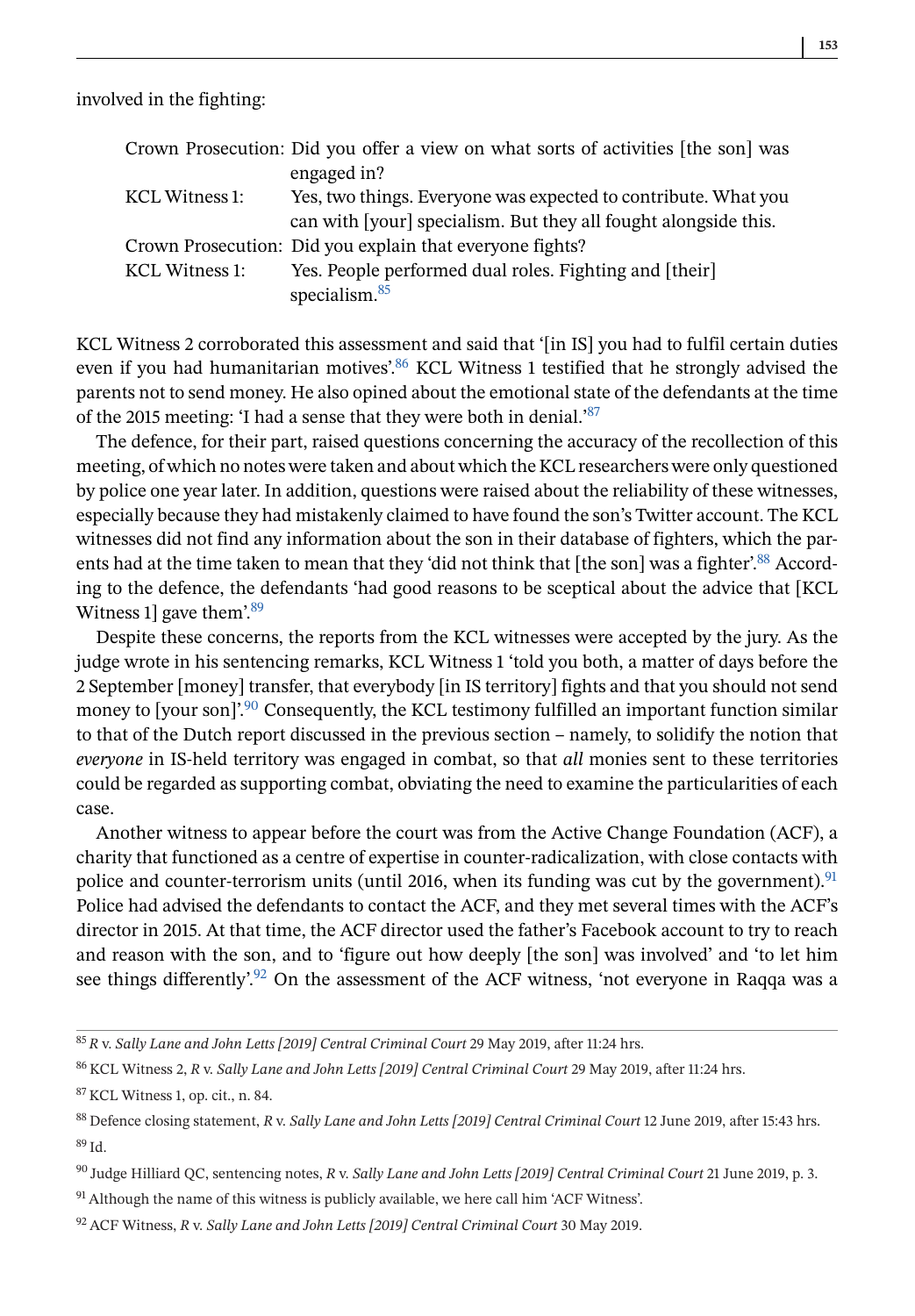involved in the fighting:

| | |
|---|---|
| Crown Prosecution: | Did you offer a view on what sorts of activities [the son] was engaged in? |
| KCL Witness 1: | Yes, two things. Everyone was expected to contribute. What you can with [your] specialism. But they all fought alongside this. |
| Crown Prosecution: | Did you explain that everyone fights? |
| KCL Witness 1: | Yes. People performed dual roles. Fighting and [their] specialism.[85] |

KCL Witness 2 corroborated this assessment and said that '[in IS] you had to fulfil certain duties even if you had humanitarian motives'.[86] KCL Witness 1 testified that he strongly advised the parents not to send money. He also opined about the emotional state of the defendants at the time of the 2015 meeting: 'I had a sense that they were both in denial.'[87]

The defence, for their part, raised questions concerning the accuracy of the recollection of this meeting, of which no notes were taken and about which the KCL researchers were only questioned by police one year later. In addition, questions were raised about the reliability of these witnesses, especially because they had mistakenly claimed to have found the son's Twitter account. The KCL witnesses did not find any information about the son in their database of fighters, which the parents had at the time taken to mean that they 'did not think that [the son] was a fighter'.[88] According to the defence, the defendants 'had good reasons to be sceptical about the advice that [KCL Witness 1] gave them'.[89]

Despite these concerns, the reports from the KCL witnesses were accepted by the jury. As the judge wrote in his sentencing remarks, KCL Witness 1 'told you both, a matter of days before the 2 September [money] transfer, that everybody [in IS territory] fights and that you should not send money to [your son]'.[90] Consequently, the KCL testimony fulfilled an important function similar to that of the Dutch report discussed in the previous section – namely, to solidify the notion that *everyone* in IS-held territory was engaged in combat, so that *all* monies sent to these territories could be regarded as supporting combat, obviating the need to examine the particularities of each case.

Another witness to appear before the court was from the Active Change Foundation (ACF), a charity that functioned as a centre of expertise in counter-radicalization, with close contacts with police and counter-terrorism units (until 2016, when its funding was cut by the government).[91] Police had advised the defendants to contact the ACF, and they met several times with the ACF's director in 2015. At that time, the ACF director used the father's Facebook account to try to reach and reason with the son, and to 'figure out how deeply [the son] was involved' and 'to let him see things differently'.[92] On the assessment of the ACF witness, 'not everyone in Raqqa was a

---

[85] *R* v. *Sally Lane and John Letts [2019] Central Criminal Court* 29 May 2019, after 11:24 hrs.

[86] KCL Witness 2, *R* v. *Sally Lane and John Letts [2019] Central Criminal Court* 29 May 2019, after 11:24 hrs.

[87] KCL Witness 1, op. cit., n. 84.

[88] Defence closing statement, *R* v. *Sally Lane and John Letts [2019] Central Criminal Court* 12 June 2019, after 15:43 hrs.

[89] Id.

[90] Judge Hilliard QC, sentencing notes, *R* v. *Sally Lane and John Letts [2019] Central Criminal Court* 21 June 2019, p. 3.

[91] Although the name of this witness is publicly available, we here call him 'ACF Witness'.

[92] ACF Witness, *R* v. *Sally Lane and John Letts [2019] Central Criminal Court* 30 May 2019.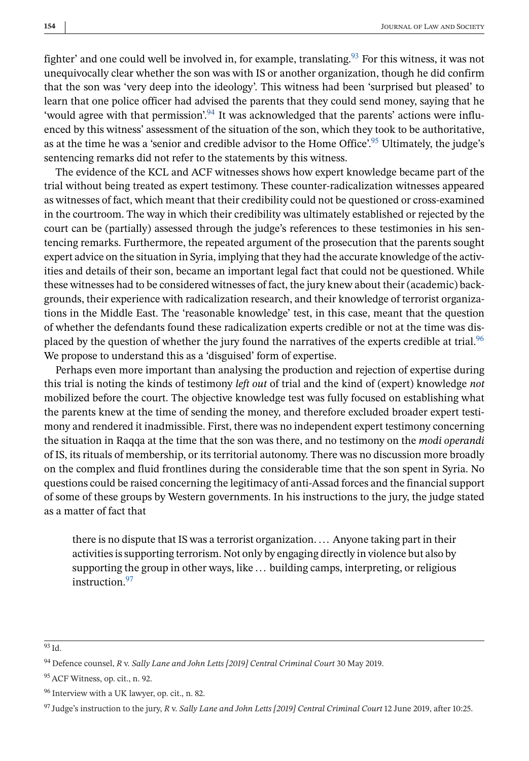fighter' and one could well be involved in, for example, translating.[93] For this witness, it was not unequivocally clear whether the son was with IS or another organization, though he did confirm that the son was 'very deep into the ideology'. This witness had been 'surprised but pleased' to learn that one police officer had advised the parents that they could send money, saying that he 'would agree with that permission'.[94] It was acknowledged that the parents' actions were influenced by this witness' assessment of the situation of the son, which they took to be authoritative, as at the time he was a 'senior and credible advisor to the Home Office'.[95] Ultimately, the judge's sentencing remarks did not refer to the statements by this witness.

The evidence of the KCL and ACF witnesses shows how expert knowledge became part of the trial without being treated as expert testimony. These counter-radicalization witnesses appeared as witnesses of fact, which meant that their credibility could not be questioned or cross-examined in the courtroom. The way in which their credibility was ultimately established or rejected by the court can be (partially) assessed through the judge's references to these testimonies in his sentencing remarks. Furthermore, the repeated argument of the prosecution that the parents sought expert advice on the situation in Syria, implying that they had the accurate knowledge of the activities and details of their son, became an important legal fact that could not be questioned. While these witnesses had to be considered witnesses of fact, the jury knew about their (academic) backgrounds, their experience with radicalization research, and their knowledge of terrorist organizations in the Middle East. The 'reasonable knowledge' test, in this case, meant that the question of whether the defendants found these radicalization experts credible or not at the time was displaced by the question of whether the jury found the narratives of the experts credible at trial.[96] We propose to understand this as a 'disguised' form of expertise.

Perhaps even more important than analysing the production and rejection of expertise during this trial is noting the kinds of testimony *left out* of trial and the kind of (expert) knowledge *not* mobilized before the court. The objective knowledge test was fully focused on establishing what the parents knew at the time of sending the money, and therefore excluded broader expert testimony and rendered it inadmissible. First, there was no independent expert testimony concerning the situation in Raqqa at the time that the son was there, and no testimony on the *modi operandi* of IS, its rituals of membership, or its territorial autonomy. There was no discussion more broadly on the complex and fluid frontlines during the considerable time that the son spent in Syria. No questions could be raised concerning the legitimacy of anti-Assad forces and the financial support of some of these groups by Western governments. In his instructions to the jury, the judge stated as a matter of fact that

> there is no dispute that IS was a terrorist organization. … Anyone taking part in their activities is supporting terrorism. Not only by engaging directly in violence but also by supporting the group in other ways, like … building camps, interpreting, or religious instruction.[97]

---

[93] Id.

[94] Defence counsel, *R* v. *Sally Lane and John Letts [2019] Central Criminal Court* 30 May 2019.

[95] ACF Witness, op. cit., n. 92.

[96] Interview with a UK lawyer, op. cit., n. 82.

[97] Judge's instruction to the jury, *R* v. *Sally Lane and John Letts [2019] Central Criminal Court* 12 June 2019, after 10:25.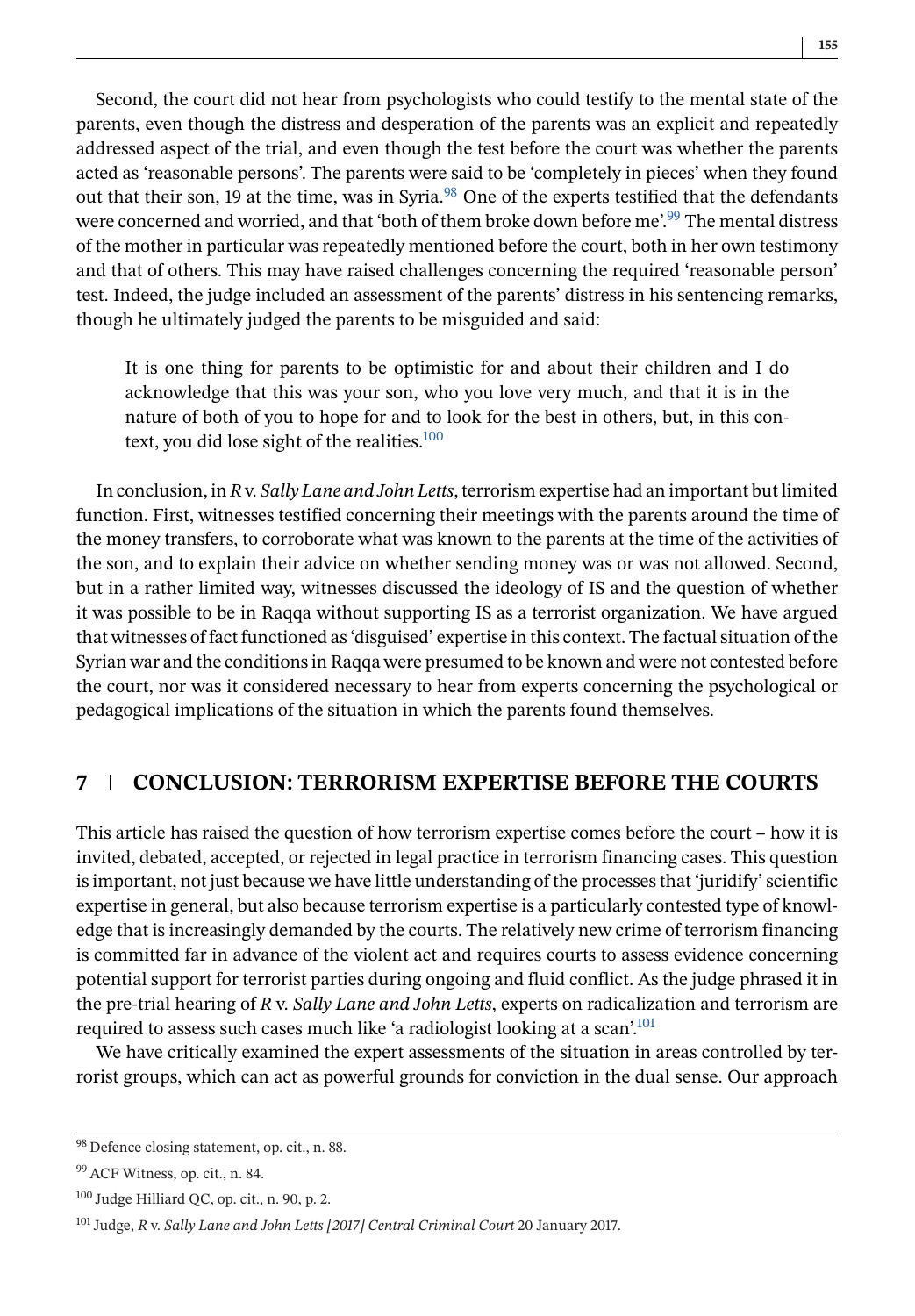Second, the court did not hear from psychologists who could testify to the mental state of the parents, even though the distress and desperation of the parents was an explicit and repeatedly addressed aspect of the trial, and even though the test before the court was whether the parents acted as 'reasonable persons'. The parents were said to be 'completely in pieces' when they found out that their son, 19 at the time, was in Syria.[98] One of the experts testified that the defendants were concerned and worried, and that 'both of them broke down before me'.[99] The mental distress of the mother in particular was repeatedly mentioned before the court, both in her own testimony and that of others. This may have raised challenges concerning the required 'reasonable person' test. Indeed, the judge included an assessment of the parents' distress in his sentencing remarks, though he ultimately judged the parents to be misguided and said:

> It is one thing for parents to be optimistic for and about their children and I do acknowledge that this was your son, who you love very much, and that it is in the nature of both of you to hope for and to look for the best in others, but, in this context, you did lose sight of the realities.[100]

In conclusion, in *R* v. *Sally Lane and John Letts*, terrorism expertise had an important but limited function. First, witnesses testified concerning their meetings with the parents around the time of the money transfers, to corroborate what was known to the parents at the time of the activities of the son, and to explain their advice on whether sending money was or was not allowed. Second, but in a rather limited way, witnesses discussed the ideology of IS and the question of whether it was possible to be in Raqqa without supporting IS as a terrorist organization. We have argued that witnesses of fact functioned as 'disguised' expertise in this context. The factual situation of the Syrian war and the conditions in Raqqa were presumed to be known and were not contested before the court, nor was it considered necessary to hear from experts concerning the psychological or pedagogical implications of the situation in which the parents found themselves.

## 7 CONCLUSION: TERRORISM EXPERTISE BEFORE THE COURTS

This article has raised the question of how terrorism expertise comes before the court – how it is invited, debated, accepted, or rejected in legal practice in terrorism financing cases. This question is important, not just because we have little understanding of the processes that 'juridify' scientific expertise in general, but also because terrorism expertise is a particularly contested type of knowledge that is increasingly demanded by the courts. The relatively new crime of terrorism financing is committed far in advance of the violent act and requires courts to assess evidence concerning potential support for terrorist parties during ongoing and fluid conflict. As the judge phrased it in the pre-trial hearing of *R* v. *Sally Lane and John Letts*, experts on radicalization and terrorism are required to assess such cases much like 'a radiologist looking at a scan'.[101]

We have critically examined the expert assessments of the situation in areas controlled by terrorist groups, which can act as powerful grounds for conviction in the dual sense. Our approach

---

[98] Defence closing statement, op. cit., n. 88.

[99] ACF Witness, op. cit., n. 84.

[100] Judge Hilliard QC, op. cit., n. 90, p. 2.

[101] Judge, *R* v. *Sally Lane and John Letts [2017] Central Criminal Court* 20 January 2017.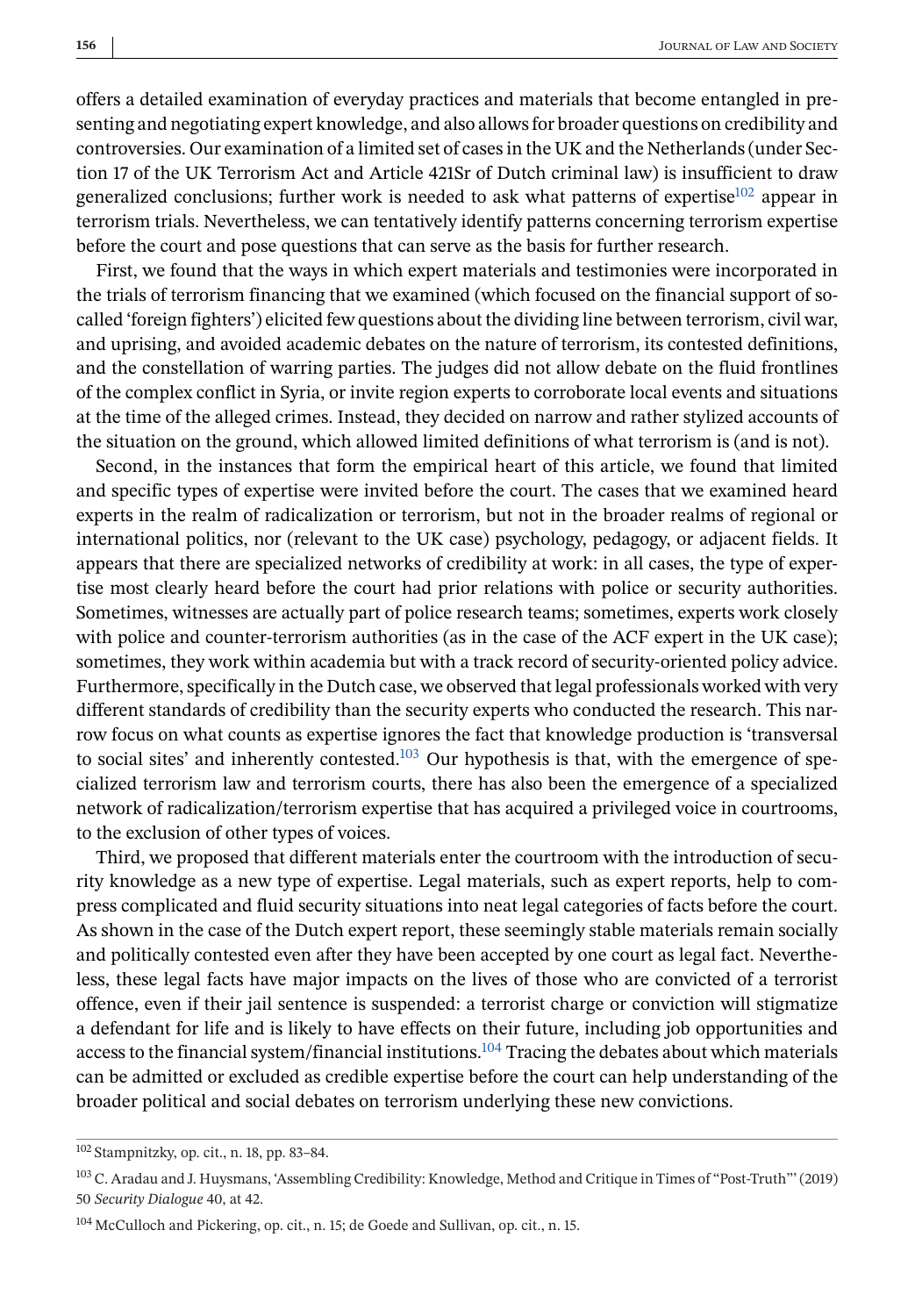offers a detailed examination of everyday practices and materials that become entangled in presenting and negotiating expert knowledge, and also allows for broader questions on credibility and controversies. Our examination of a limited set of cases in the UK and the Netherlands (under Section 17 of the UK Terrorism Act and Article 421Sr of Dutch criminal law) is insufficient to draw generalized conclusions; further work is needed to ask what patterns of expertise[102] appear in terrorism trials. Nevertheless, we can tentatively identify patterns concerning terrorism expertise before the court and pose questions that can serve as the basis for further research.

First, we found that the ways in which expert materials and testimonies were incorporated in the trials of terrorism financing that we examined (which focused on the financial support of so-called 'foreign fighters') elicited few questions about the dividing line between terrorism, civil war, and uprising, and avoided academic debates on the nature of terrorism, its contested definitions, and the constellation of warring parties. The judges did not allow debate on the fluid frontlines of the complex conflict in Syria, or invite region experts to corroborate local events and situations at the time of the alleged crimes. Instead, they decided on narrow and rather stylized accounts of the situation on the ground, which allowed limited definitions of what terrorism is (and is not).

Second, in the instances that form the empirical heart of this article, we found that limited and specific types of expertise were invited before the court. The cases that we examined heard experts in the realm of radicalization or terrorism, but not in the broader realms of regional or international politics, nor (relevant to the UK case) psychology, pedagogy, or adjacent fields. It appears that there are specialized networks of credibility at work: in all cases, the type of expertise most clearly heard before the court had prior relations with police or security authorities. Sometimes, witnesses are actually part of police research teams; sometimes, experts work closely with police and counter-terrorism authorities (as in the case of the ACF expert in the UK case); sometimes, they work within academia but with a track record of security-oriented policy advice. Furthermore, specifically in the Dutch case, we observed that legal professionals worked with very different standards of credibility than the security experts who conducted the research. This narrow focus on what counts as expertise ignores the fact that knowledge production is 'transversal to social sites' and inherently contested.[103] Our hypothesis is that, with the emergence of specialized terrorism law and terrorism courts, there has also been the emergence of a specialized network of radicalization/terrorism expertise that has acquired a privileged voice in courtrooms, to the exclusion of other types of voices.

Third, we proposed that different materials enter the courtroom with the introduction of security knowledge as a new type of expertise. Legal materials, such as expert reports, help to compress complicated and fluid security situations into neat legal categories of facts before the court. As shown in the case of the Dutch expert report, these seemingly stable materials remain socially and politically contested even after they have been accepted by one court as legal fact. Nevertheless, these legal facts have major impacts on the lives of those who are convicted of a terrorist offence, even if their jail sentence is suspended: a terrorist charge or conviction will stigmatize a defendant for life and is likely to have effects on their future, including job opportunities and access to the financial system/financial institutions.[104] Tracing the debates about which materials can be admitted or excluded as credible expertise before the court can help understanding of the broader political and social debates on terrorism underlying these new convictions.

---

102 Stampnitzky, op. cit., n. 18, pp. 83–84.

103 C. Aradau and J. Huysmans, 'Assembling Credibility: Knowledge, Method and Critique in Times of "Post-Truth"' (2019) 50 *Security Dialogue* 40, at 42.

104 McCulloch and Pickering, op. cit., n. 15; de Goede and Sullivan, op. cit., n. 15.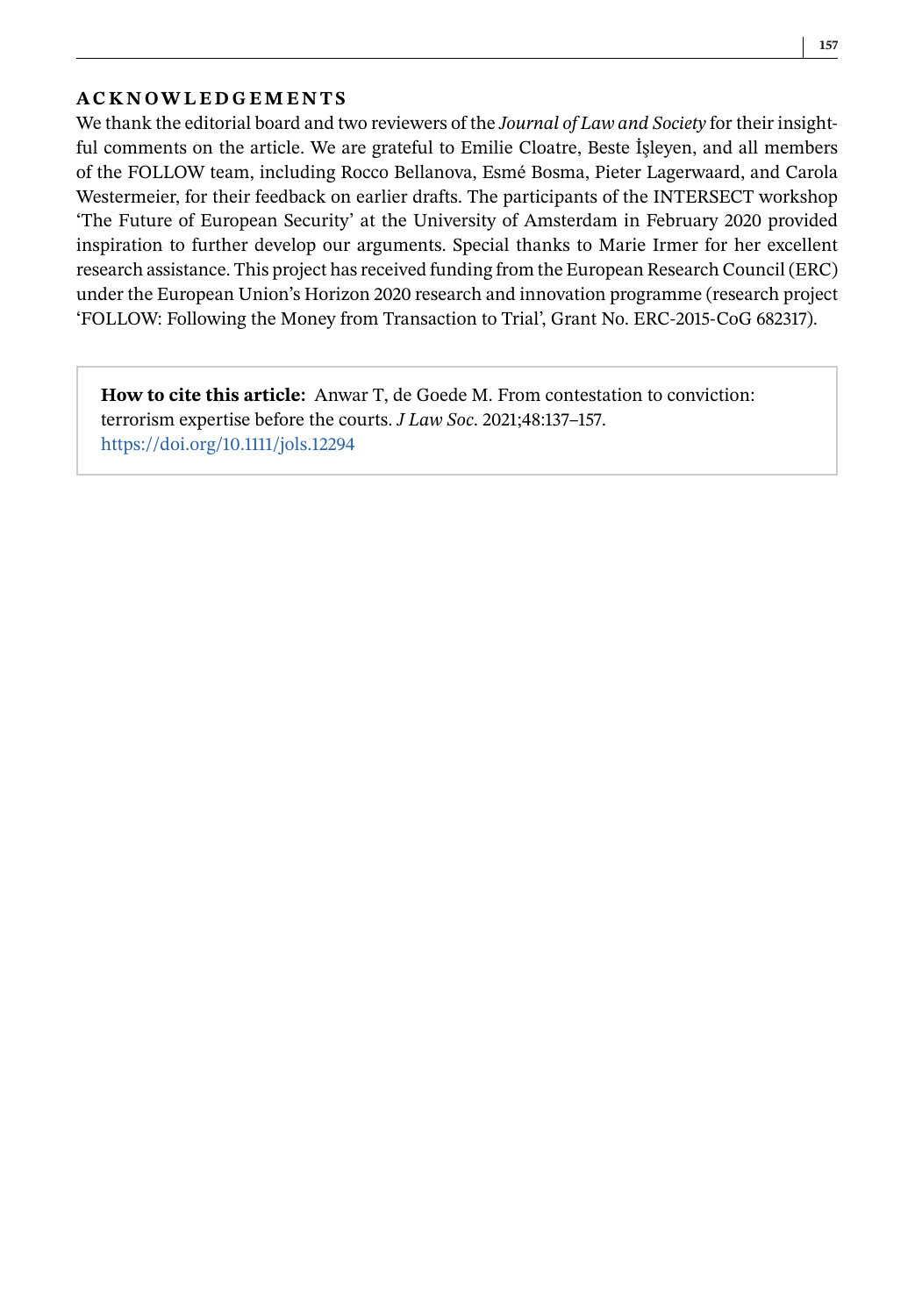## ACKNOWLEDGEMENTS

We thank the editorial board and two reviewers of the *Journal of Law and Society* for their insightful comments on the article. We are grateful to Emilie Cloatre, Beste İşleyen, and all members of the FOLLOW team, including Rocco Bellanova, Esmé Bosma, Pieter Lagerwaard, and Carola Westermeier, for their feedback on earlier drafts. The participants of the INTERSECT workshop 'The Future of European Security' at the University of Amsterdam in February 2020 provided inspiration to further develop our arguments. Special thanks to Marie Irmer for her excellent research assistance. This project has received funding from the European Research Council (ERC) under the European Union's Horizon 2020 research and innovation programme (research project 'FOLLOW: Following the Money from Transaction to Trial', Grant No. ERC-2015-CoG 682317).

**How to cite this article:** Anwar T, de Goede M. From contestation to conviction: terrorism expertise before the courts. *J Law Soc*. 2021;48:137–157. https://doi.org/10.1111/jols.12294